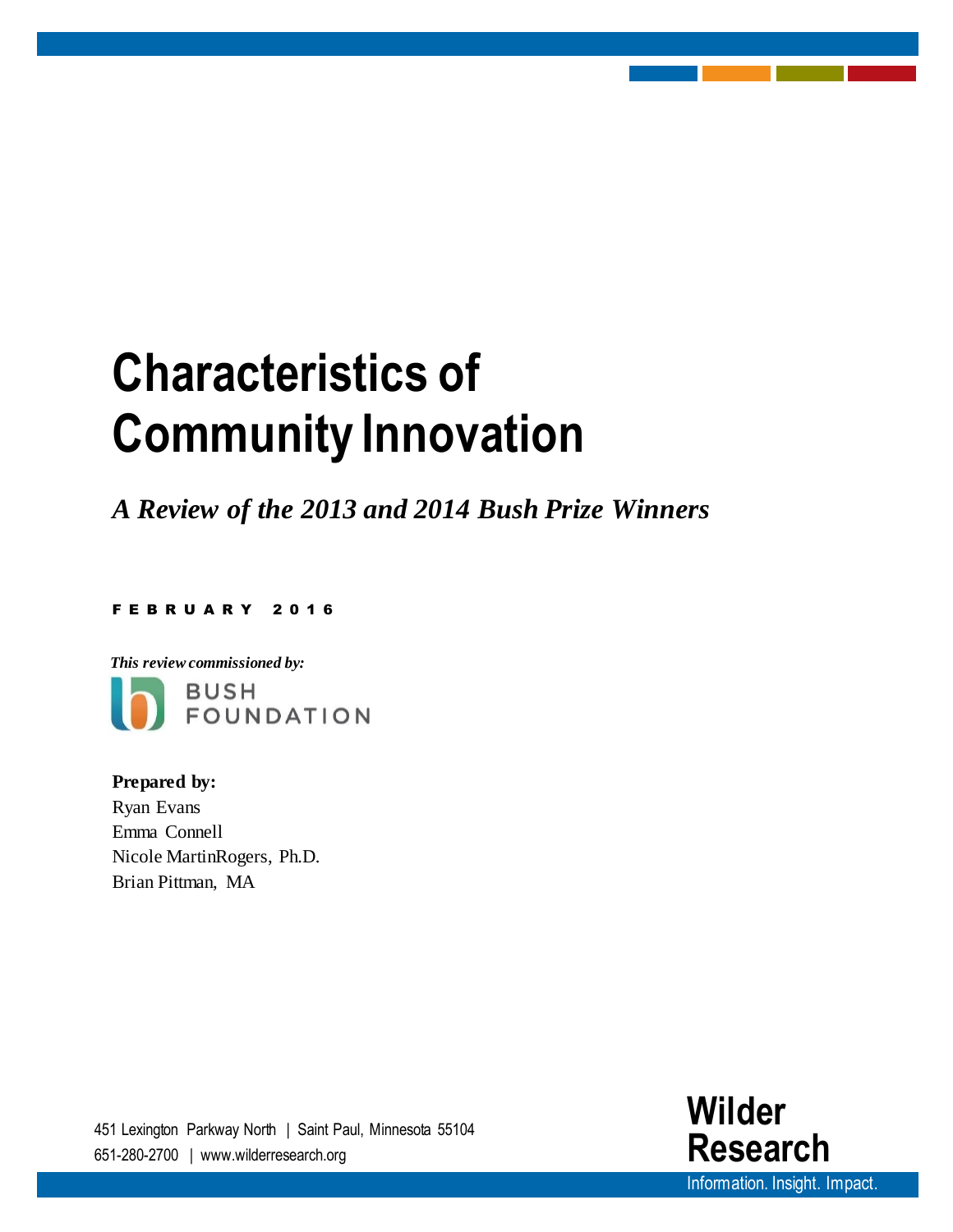# Characteristics of Community Innovation

*A Review of the 2013 and 2014 Bush Prize Winners*

FEBRUARY 2016

*This review commissioned by:*

BUSH FOUNDATION

**Prepared by:**
Ryan Evans
Emma Connell
Nicole MartinRogers, Ph.D.
Brian Pittman, MA

451 Lexington Parkway North | Saint Paul, Minnesota 55104
651-280-2700 | www.wilderresearch.org

**Wilder Research**
Information. Insight. Impact.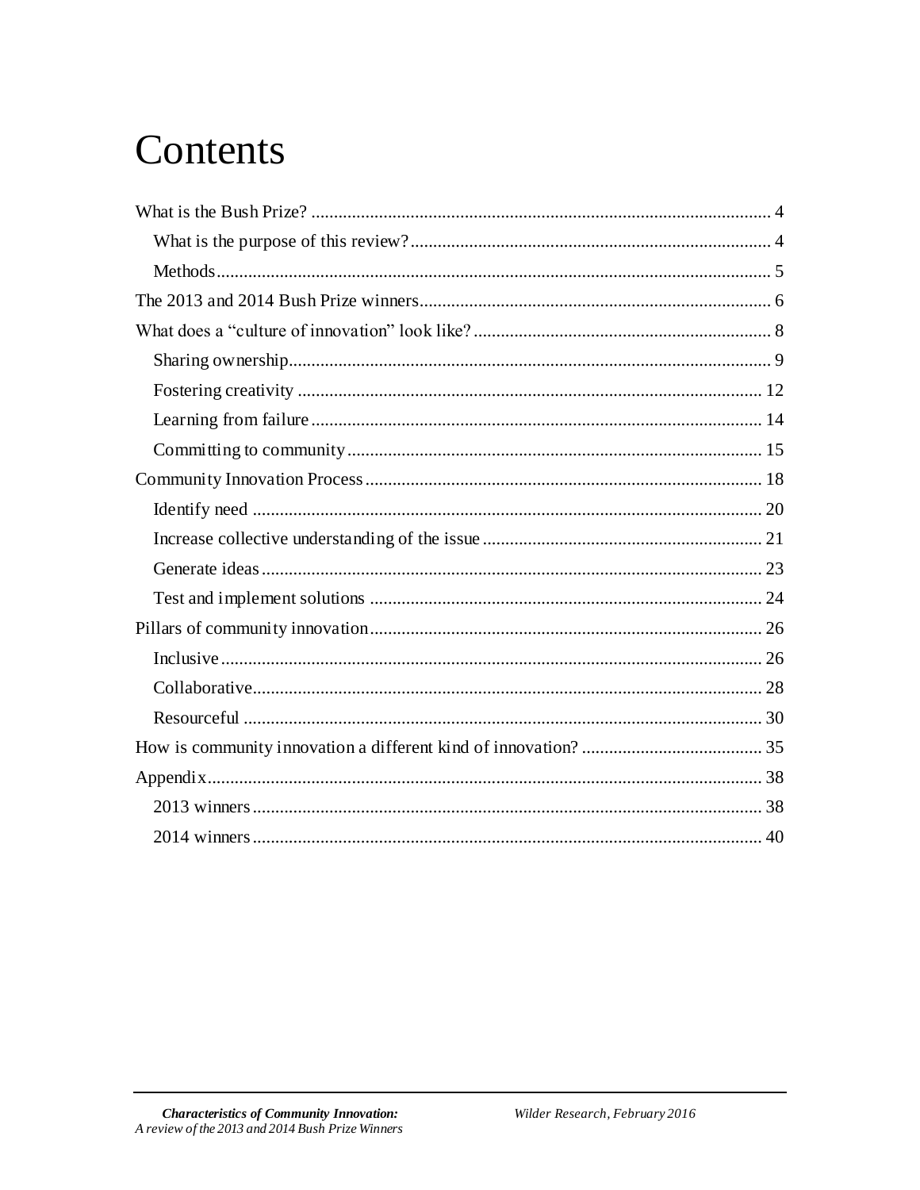# Contents

What is the Bush Prize? ..................................................................................................... 4

- What is the purpose of this review? ............................................................................... 4
- Methods ........................................................................................................................... 5

The 2013 and 2014 Bush Prize winners ............................................................................. 6

What does a "culture of innovation" look like? ................................................................. 8

- Sharing ownership ........................................................................................................... 9
- Fostering creativity ....................................................................................................... 12
- Learning from failure .................................................................................................... 14
- Committing to community ............................................................................................ 15

Community Innovation Process ....................................................................................... 18

- Identify need ................................................................................................................. 20
- Increase collective understanding of the issue .............................................................. 21
- Generate ideas ............................................................................................................... 23
- Test and implement solutions ....................................................................................... 24

Pillars of community innovation ....................................................................................... 26

- Inclusive ........................................................................................................................ 26
- Collaborative ................................................................................................................. 28
- Resourceful ................................................................................................................... 30

How is community innovation a different kind of innovation? ........................................ 35

Appendix .......................................................................................................................... 38

- 2013 winners ................................................................................................................. 38
- 2014 winners ................................................................................................................. 40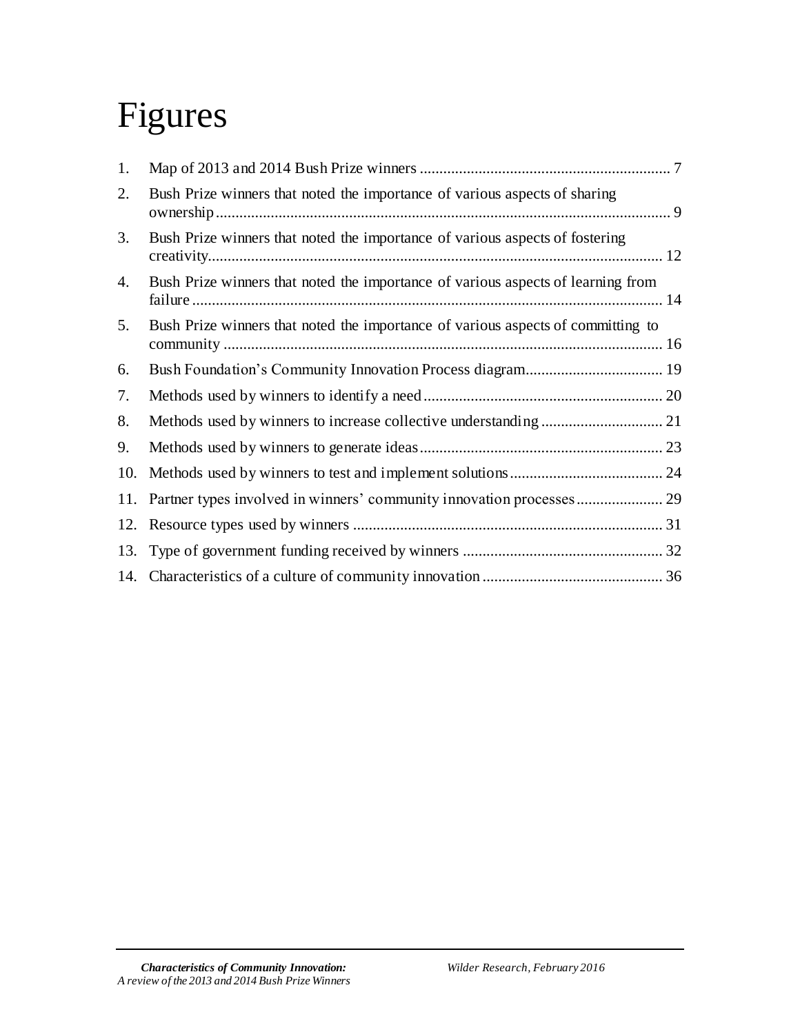# Figures

1. Map of 2013 and 2014 Bush Prize winners ................................................................ 7
2. Bush Prize winners that noted the importance of various aspects of sharing ownership .................................................................................................................... 9
3. Bush Prize winners that noted the importance of various aspects of fostering creativity.................................................................................................................... 12
4. Bush Prize winners that noted the importance of various aspects of learning from failure ....................................................................................................................... 14
5. Bush Prize winners that noted the importance of various aspects of committing to community ................................................................................................................ 16
6. Bush Foundation's Community Innovation Process diagram................................... 19
7. Methods used by winners to identify a need............................................................. 20
8. Methods used by winners to increase collective understanding ............................... 21
9. Methods used by winners to generate ideas.............................................................. 23
10. Methods used by winners to test and implement solutions....................................... 24
11. Partner types involved in winners' community innovation processes...................... 29
12. Resource types used by winners ............................................................................... 31
13. Type of government funding received by winners ................................................... 32
14. Characteristics of a culture of community innovation ............................................. 36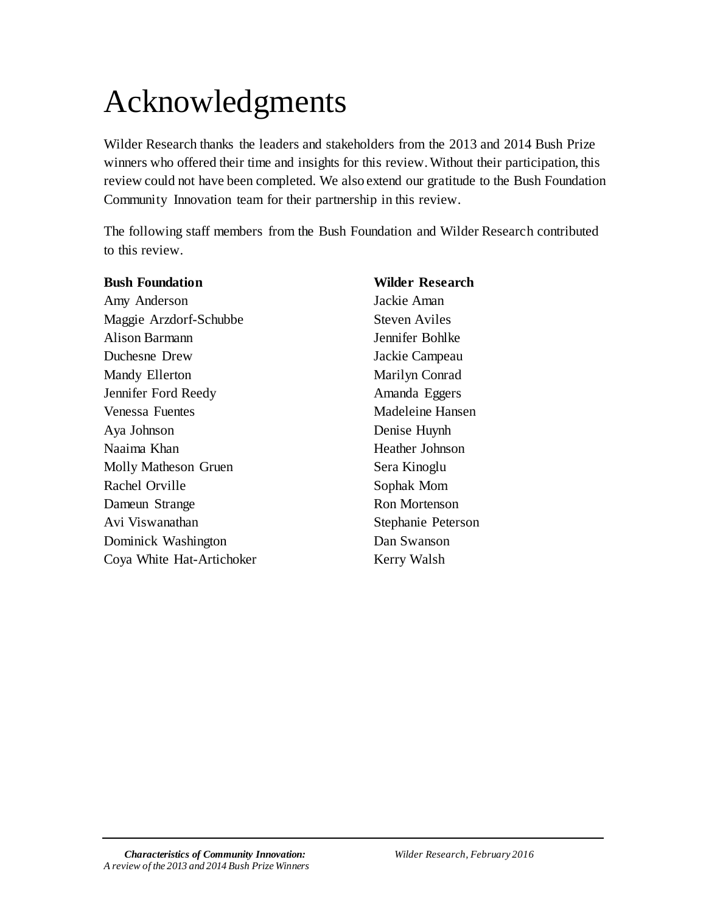# Acknowledgments

Wilder Research thanks the leaders and stakeholders from the 2013 and 2014 Bush Prize winners who offered their time and insights for this review. Without their participation, this review could not have been completed. We also extend our gratitude to the Bush Foundation Community Innovation team for their partnership in this review.

The following staff members from the Bush Foundation and Wilder Research contributed to this review.

**Bush Foundation**

Amy Anderson
Maggie Arzdorf-Schubbe
Alison Barmann
Duchesne Drew
Mandy Ellerton
Jennifer Ford Reedy
Venessa Fuentes
Aya Johnson
Naaima Khan
Molly Matheson Gruen
Rachel Orville
Dameun Strange
Avi Viswanathan
Dominick Washington
Coya White Hat-Artichoker

**Wilder Research**

Jackie Aman
Steven Aviles
Jennifer Bohlke
Jackie Campeau
Marilyn Conrad
Amanda Eggers
Madeleine Hansen
Denise Huynh
Heather Johnson
Sera Kinoglu
Sophak Mom
Ron Mortenson
Stephanie Peterson
Dan Swanson
Kerry Walsh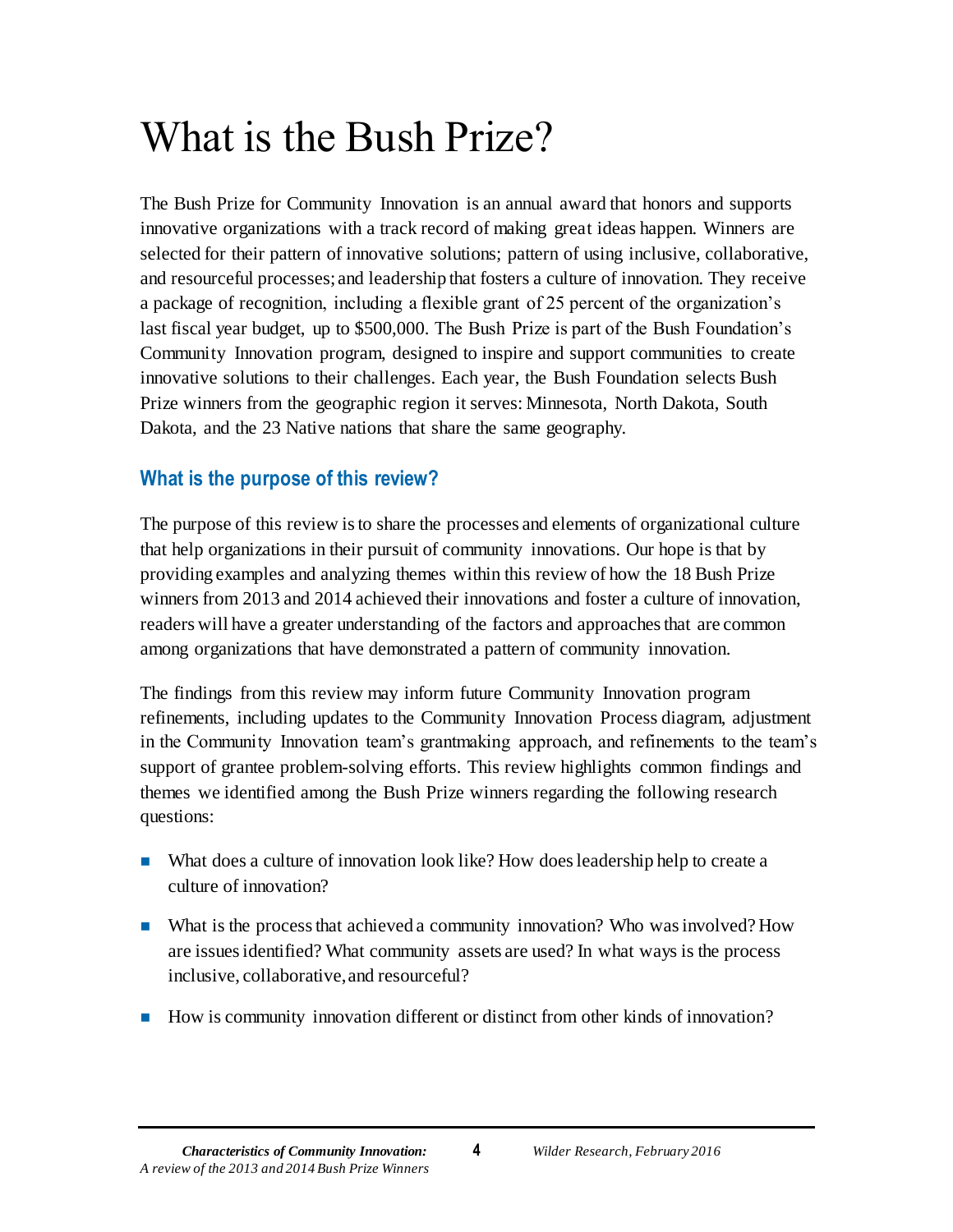# What is the Bush Prize?

The Bush Prize for Community Innovation is an annual award that honors and supports innovative organizations with a track record of making great ideas happen. Winners are selected for their pattern of innovative solutions; pattern of using inclusive, collaborative, and resourceful processes; and leadership that fosters a culture of innovation. They receive a package of recognition, including a flexible grant of 25 percent of the organization's last fiscal year budget, up to $500,000. The Bush Prize is part of the Bush Foundation's Community Innovation program, designed to inspire and support communities to create innovative solutions to their challenges. Each year, the Bush Foundation selects Bush Prize winners from the geographic region it serves: Minnesota, North Dakota, South Dakota, and the 23 Native nations that share the same geography.

## What is the purpose of this review?

The purpose of this review is to share the processes and elements of organizational culture that help organizations in their pursuit of community innovations. Our hope is that by providing examples and analyzing themes within this review of how the 18 Bush Prize winners from 2013 and 2014 achieved their innovations and foster a culture of innovation, readers will have a greater understanding of the factors and approaches that are common among organizations that have demonstrated a pattern of community innovation.

The findings from this review may inform future Community Innovation program refinements, including updates to the Community Innovation Process diagram, adjustment in the Community Innovation team's grantmaking approach, and refinements to the team's support of grantee problem-solving efforts. This review highlights common findings and themes we identified among the Bush Prize winners regarding the following research questions:

- What does a culture of innovation look like? How does leadership help to create a culture of innovation?
- What is the process that achieved a community innovation? Who was involved? How are issues identified? What community assets are used? In what ways is the process inclusive, collaborative, and resourceful?
- How is community innovation different or distinct from other kinds of innovation?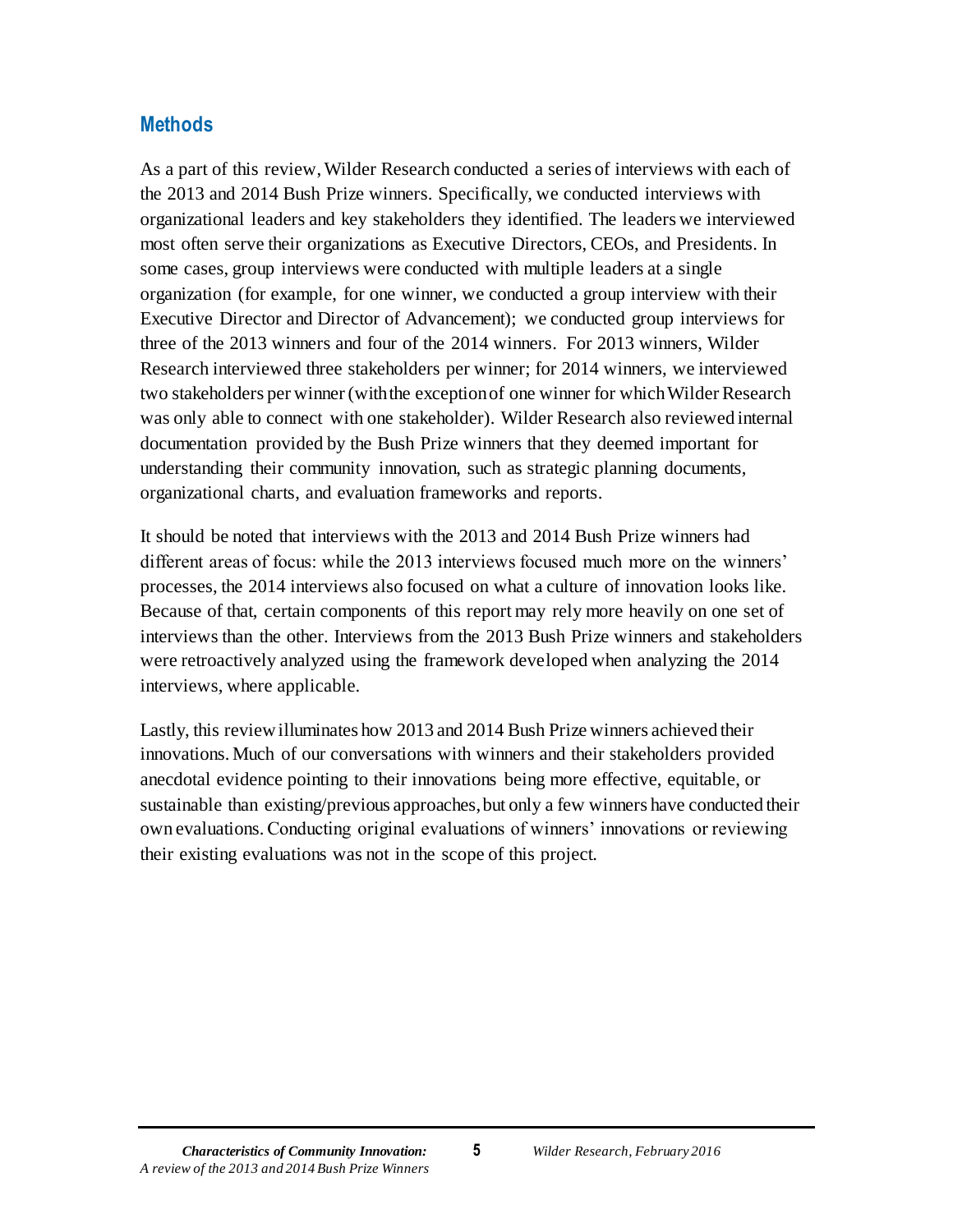## Methods

As a part of this review, Wilder Research conducted a series of interviews with each of the 2013 and 2014 Bush Prize winners. Specifically, we conducted interviews with organizational leaders and key stakeholders they identified. The leaders we interviewed most often serve their organizations as Executive Directors, CEOs, and Presidents. In some cases, group interviews were conducted with multiple leaders at a single organization (for example, for one winner, we conducted a group interview with their Executive Director and Director of Advancement); we conducted group interviews for three of the 2013 winners and four of the 2014 winners. For 2013 winners, Wilder Research interviewed three stakeholders per winner; for 2014 winners, we interviewed two stakeholders per winner (with the exception of one winner for which Wilder Research was only able to connect with one stakeholder). Wilder Research also reviewed internal documentation provided by the Bush Prize winners that they deemed important for understanding their community innovation, such as strategic planning documents, organizational charts, and evaluation frameworks and reports.

It should be noted that interviews with the 2013 and 2014 Bush Prize winners had different areas of focus: while the 2013 interviews focused much more on the winners' processes, the 2014 interviews also focused on what a culture of innovation looks like. Because of that, certain components of this report may rely more heavily on one set of interviews than the other. Interviews from the 2013 Bush Prize winners and stakeholders were retroactively analyzed using the framework developed when analyzing the 2014 interviews, where applicable.

Lastly, this review illuminates how 2013 and 2014 Bush Prize winners achieved their innovations. Much of our conversations with winners and their stakeholders provided anecdotal evidence pointing to their innovations being more effective, equitable, or sustainable than existing/previous approaches, but only a few winners have conducted their own evaluations. Conducting original evaluations of winners' innovations or reviewing their existing evaluations was not in the scope of this project.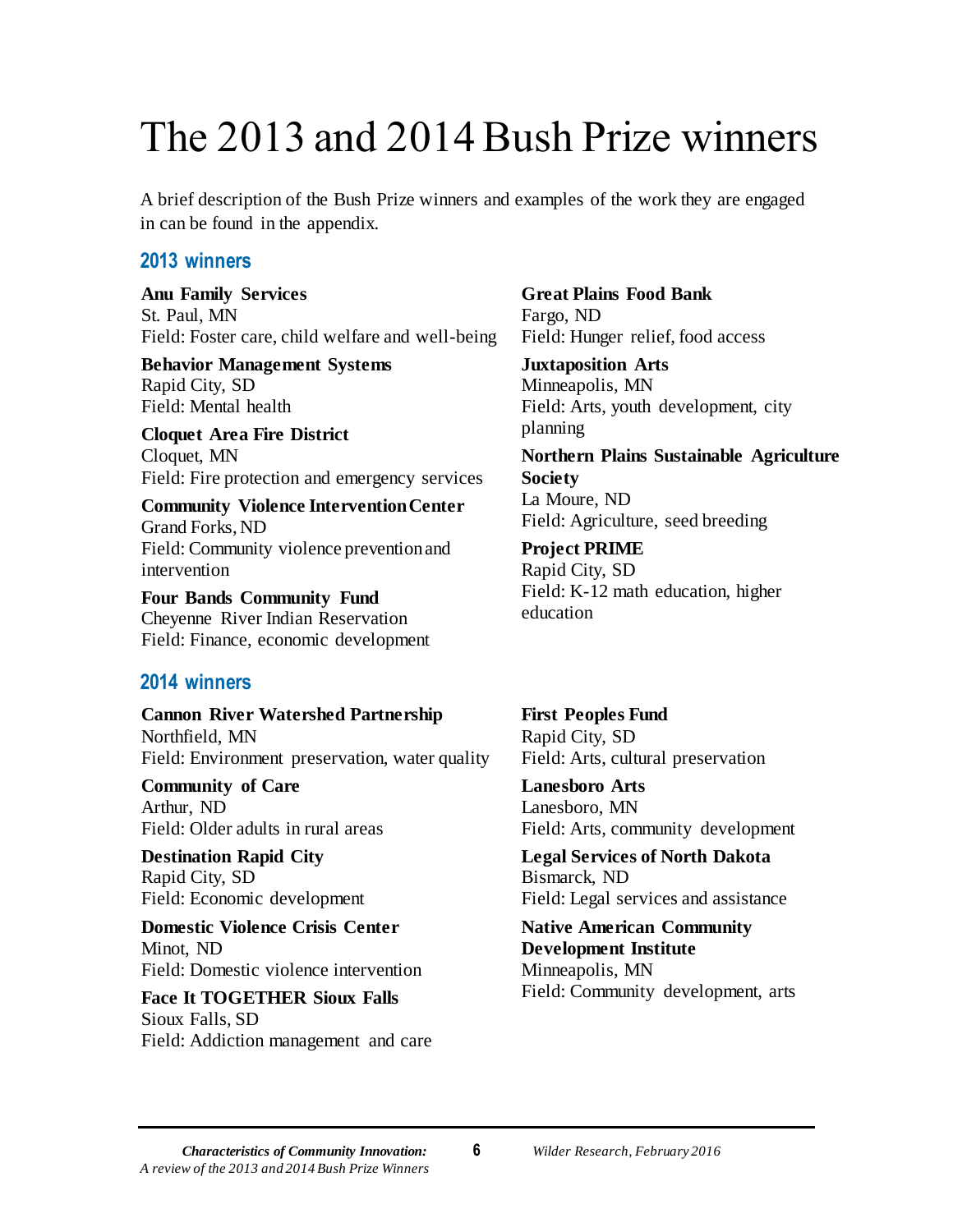# The 2013 and 2014 Bush Prize winners

A brief description of the Bush Prize winners and examples of the work they are engaged in can be found in the appendix.

## 2013 winners

**Anu Family Services**
St. Paul, MN
Field: Foster care, child welfare and well-being

**Behavior Management Systems**
Rapid City, SD
Field: Mental health

**Cloquet Area Fire District**
Cloquet, MN
Field: Fire protection and emergency services

**Community Violence Intervention Center**
Grand Forks, ND
Field: Community violence prevention and intervention

**Four Bands Community Fund**
Cheyenne River Indian Reservation
Field: Finance, economic development

**Great Plains Food Bank**
Fargo, ND
Field: Hunger relief, food access

**Juxtaposition Arts**
Minneapolis, MN
Field: Arts, youth development, city planning

**Northern Plains Sustainable Agriculture Society**
La Moure, ND
Field: Agriculture, seed breeding

**Project PRIME**
Rapid City, SD
Field: K-12 math education, higher education

## 2014 winners

**Cannon River Watershed Partnership**
Northfield, MN
Field: Environment preservation, water quality

**Community of Care**
Arthur, ND
Field: Older adults in rural areas

**Destination Rapid City**
Rapid City, SD
Field: Economic development

**Domestic Violence Crisis Center**
Minot, ND
Field: Domestic violence intervention

**Face It TOGETHER Sioux Falls**
Sioux Falls, SD
Field: Addiction management and care

**First Peoples Fund**
Rapid City, SD
Field: Arts, cultural preservation

**Lanesboro Arts**
Lanesboro, MN
Field: Arts, community development

**Legal Services of North Dakota**
Bismarck, ND
Field: Legal services and assistance

**Native American Community Development Institute**
Minneapolis, MN
Field: Community development, arts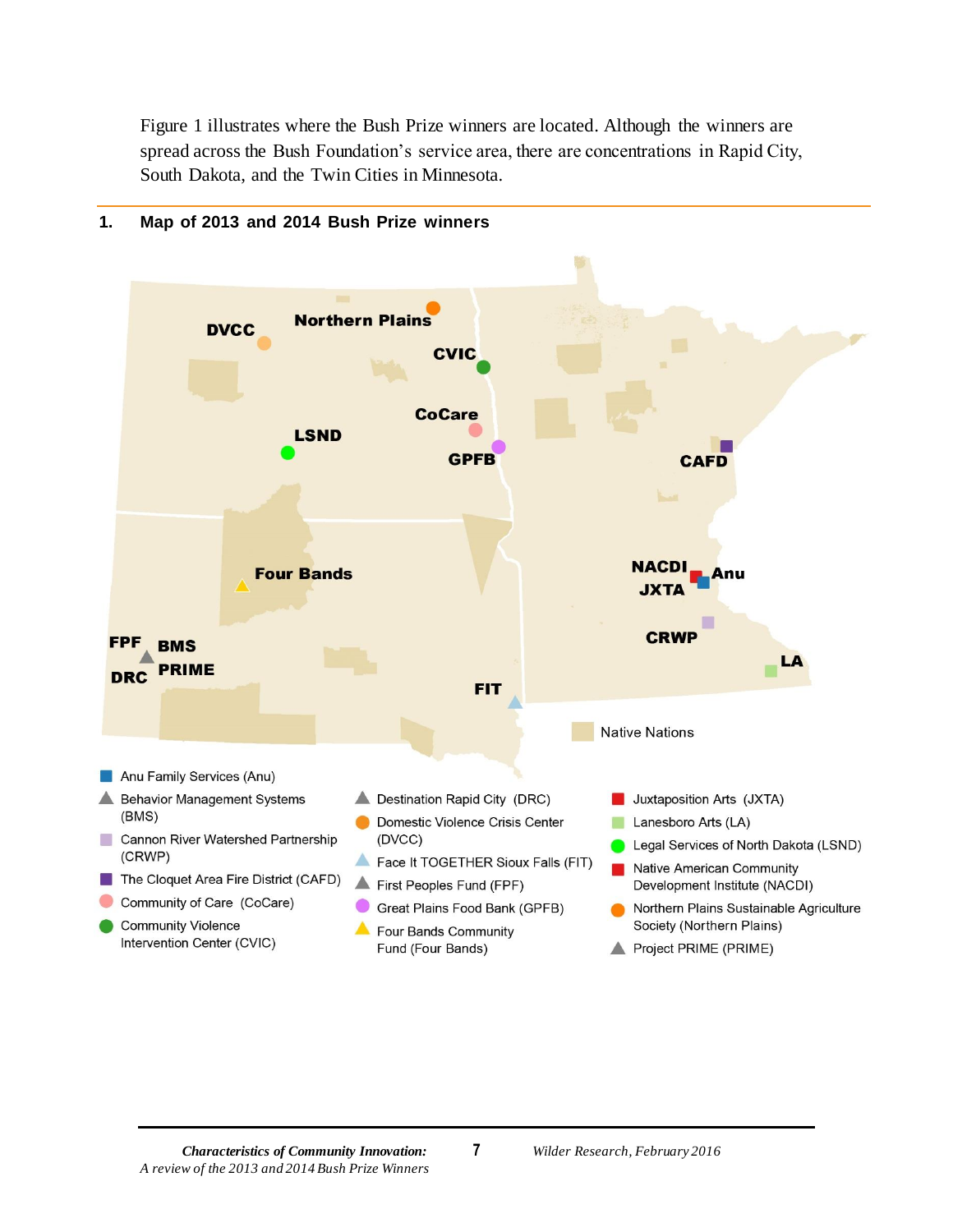Figure 1 illustrates where the Bush Prize winners are located. Although the winners are spread across the Bush Foundation's service area, there are concentrations in Rapid City, South Dakota, and the Twin Cities in Minnesota.

**1. Map of 2013 and 2014 Bush Prize winners**

Native Nations

- Anu Family Services (Anu)
- Behavior Management Systems (BMS)
- Cannon River Watershed Partnership (CRWP)
- The Cloquet Area Fire District (CAFD)
- Community of Care (CoCare)
- Community Violence Intervention Center (CVIC)
- Destination Rapid City (DRC)
- Domestic Violence Crisis Center (DVCC)
- Face It TOGETHER Sioux Falls (FIT)
- First Peoples Fund (FPF)
- Great Plains Food Bank (GPFB)
- Four Bands Community Fund (Four Bands)
- Juxtaposition Arts (JXTA)
- Lanesboro Arts (LA)
- Legal Services of North Dakota (LSND)
- Native American Community Development Institute (NACDI)
- Northern Plains Sustainable Agriculture Society (Northern Plains)
- Project PRIME (PRIME)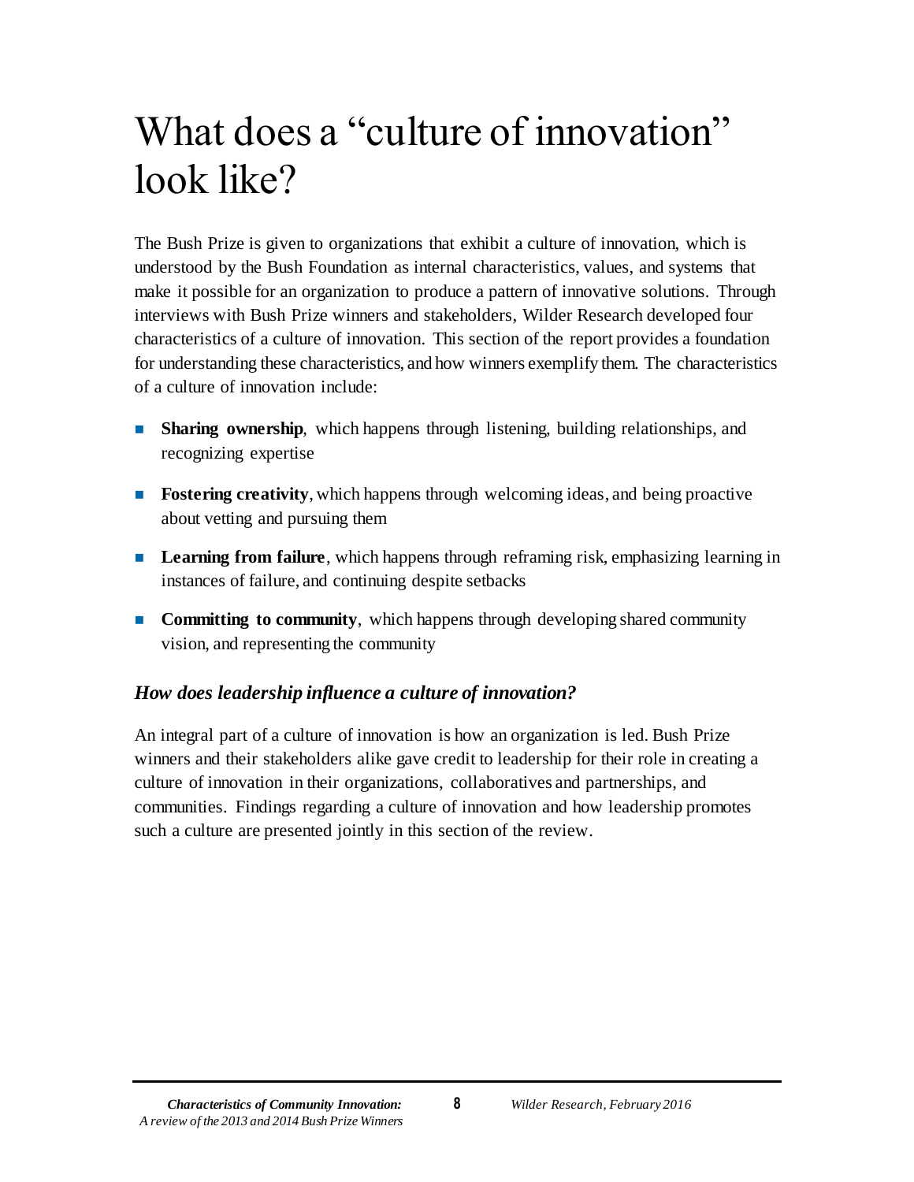# What does a "culture of innovation" look like?

The Bush Prize is given to organizations that exhibit a culture of innovation, which is understood by the Bush Foundation as internal characteristics, values, and systems that make it possible for an organization to produce a pattern of innovative solutions. Through interviews with Bush Prize winners and stakeholders, Wilder Research developed four characteristics of a culture of innovation. This section of the report provides a foundation for understanding these characteristics, and how winners exemplify them. The characteristics of a culture of innovation include:

- **Sharing ownership**, which happens through listening, building relationships, and recognizing expertise
- **Fostering creativity**, which happens through welcoming ideas, and being proactive about vetting and pursuing them
- **Learning from failure**, which happens through reframing risk, emphasizing learning in instances of failure, and continuing despite setbacks
- **Committing to community**, which happens through developing shared community vision, and representing the community

### *How does leadership influence a culture of innovation?*

An integral part of a culture of innovation is how an organization is led. Bush Prize winners and their stakeholders alike gave credit to leadership for their role in creating a culture of innovation in their organizations, collaboratives and partnerships, and communities. Findings regarding a culture of innovation and how leadership promotes such a culture are presented jointly in this section of the review.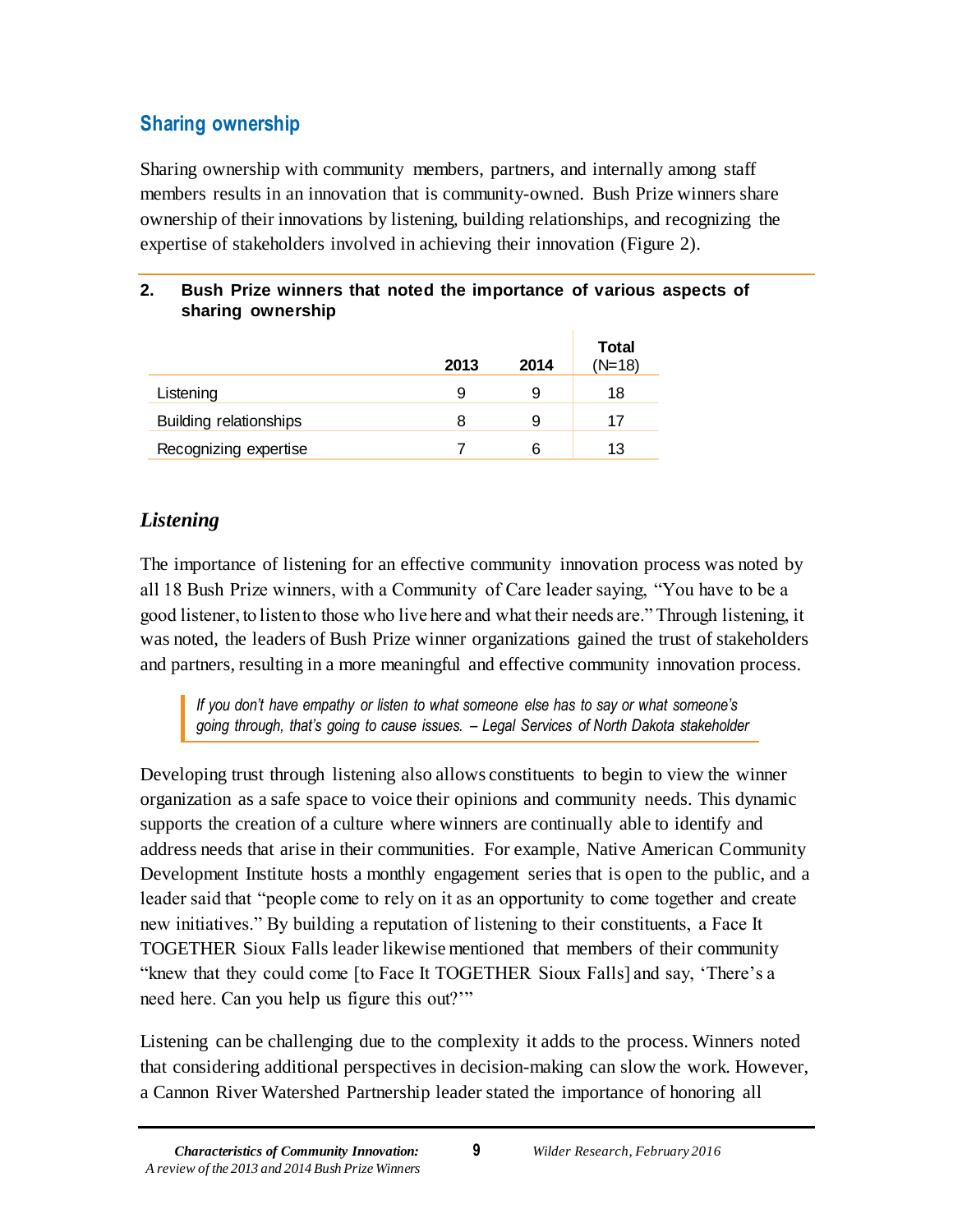## Sharing ownership

Sharing ownership with community members, partners, and internally among staff members results in an innovation that is community-owned. Bush Prize winners share ownership of their innovations by listening, building relationships, and recognizing the expertise of stakeholders involved in achieving their innovation (Figure 2).

**2. Bush Prize winners that noted the importance of various aspects of sharing ownership**

| | 2013 | 2014 | Total (N=18) |
|---|---|---|---|
| Listening | 9 | 9 | 18 |
| Building relationships | 8 | 9 | 17 |
| Recognizing expertise | 7 | 6 | 13 |

### *Listening*

The importance of listening for an effective community innovation process was noted by all 18 Bush Prize winners, with a Community of Care leader saying, "You have to be a good listener, to listen to those who live here and what their needs are." Through listening, it was noted, the leaders of Bush Prize winner organizations gained the trust of stakeholders and partners, resulting in a more meaningful and effective community innovation process.

> *If you don't have empathy or listen to what someone else has to say or what someone's going through, that's going to cause issues. – Legal Services of North Dakota stakeholder*

Developing trust through listening also allows constituents to begin to view the winner organization as a safe space to voice their opinions and community needs. This dynamic supports the creation of a culture where winners are continually able to identify and address needs that arise in their communities. For example, Native American Community Development Institute hosts a monthly engagement series that is open to the public, and a leader said that "people come to rely on it as an opportunity to come together and create new initiatives." By building a reputation of listening to their constituents, a Face It TOGETHER Sioux Falls leader likewise mentioned that members of their community "knew that they could come [to Face It TOGETHER Sioux Falls] and say, 'There's a need here. Can you help us figure this out?'"

Listening can be challenging due to the complexity it adds to the process. Winners noted that considering additional perspectives in decision-making can slow the work. However, a Cannon River Watershed Partnership leader stated the importance of honoring all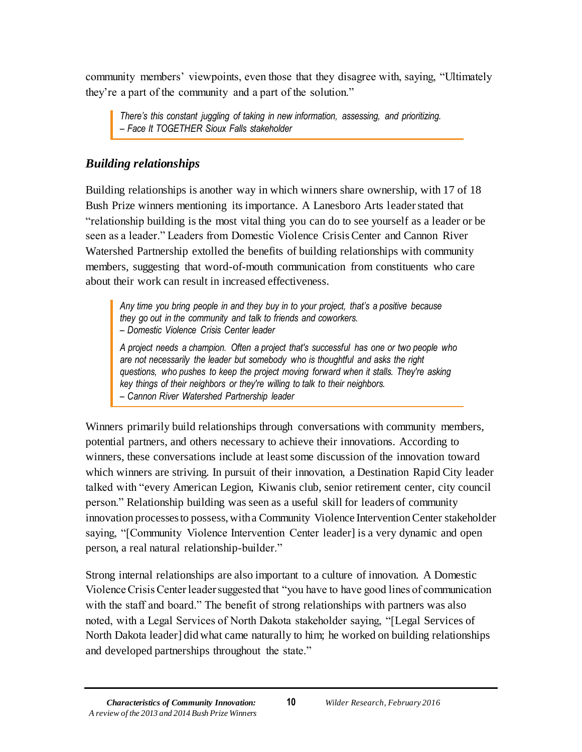community members' viewpoints, even those that they disagree with, saying, "Ultimately they're a part of the community and a part of the solution."

> *There's this constant juggling of taking in new information, assessing, and prioritizing.*
> *– Face It TOGETHER Sioux Falls stakeholder*

### *Building relationships*

Building relationships is another way in which winners share ownership, with 17 of 18 Bush Prize winners mentioning its importance. A Lanesboro Arts leader stated that "relationship building is the most vital thing you can do to see yourself as a leader or be seen as a leader." Leaders from Domestic Violence Crisis Center and Cannon River Watershed Partnership extolled the benefits of building relationships with community members, suggesting that word-of-mouth communication from constituents who care about their work can result in increased effectiveness.

> *Any time you bring people in and they buy in to your project, that's a positive because they go out in the community and talk to friends and coworkers.*
> *– Domestic Violence Crisis Center leader*
>
> *A project needs a champion. Often a project that's successful has one or two people who are not necessarily the leader but somebody who is thoughtful and asks the right questions, who pushes to keep the project moving forward when it stalls. They're asking key things of their neighbors or they're willing to talk to their neighbors.*
> *– Cannon River Watershed Partnership leader*

Winners primarily build relationships through conversations with community members, potential partners, and others necessary to achieve their innovations. According to winners, these conversations include at least some discussion of the innovation toward which winners are striving. In pursuit of their innovation, a Destination Rapid City leader talked with "every American Legion, Kiwanis club, senior retirement center, city council person." Relationship building was seen as a useful skill for leaders of community innovation processes to possess, with a Community Violence Intervention Center stakeholder saying, "[Community Violence Intervention Center leader] is a very dynamic and open person, a real natural relationship-builder."

Strong internal relationships are also important to a culture of innovation. A Domestic Violence Crisis Center leader suggested that "you have to have good lines of communication with the staff and board." The benefit of strong relationships with partners was also noted, with a Legal Services of North Dakota stakeholder saying, "[Legal Services of North Dakota leader] did what came naturally to him; he worked on building relationships and developed partnerships throughout the state."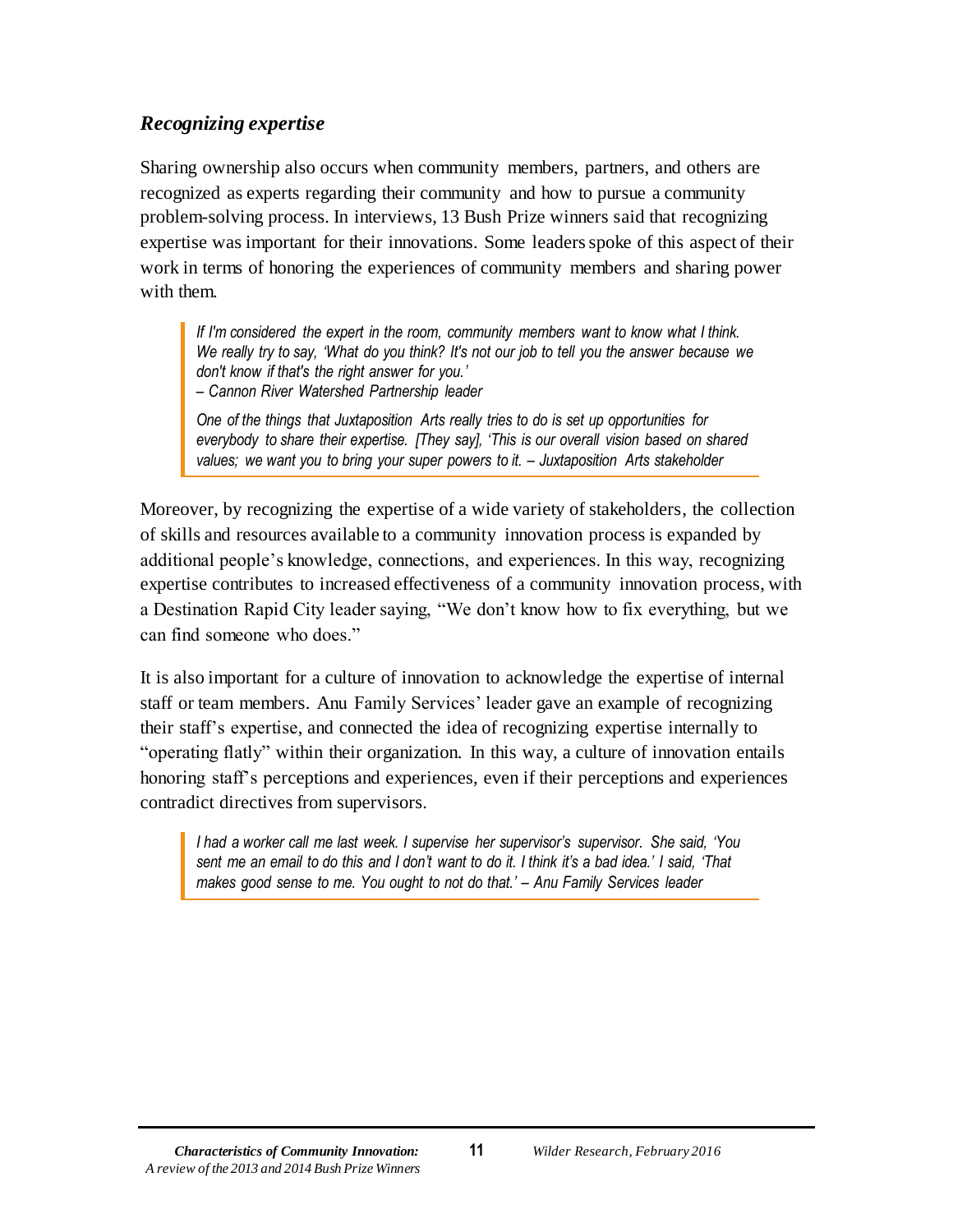### *Recognizing expertise*

Sharing ownership also occurs when community members, partners, and others are recognized as experts regarding their community and how to pursue a community problem-solving process. In interviews, 13 Bush Prize winners said that recognizing expertise was important for their innovations. Some leaders spoke of this aspect of their work in terms of honoring the experiences of community members and sharing power with them.

> *If I'm considered the expert in the room, community members want to know what I think. We really try to say, 'What do you think? It's not our job to tell you the answer because we don't know if that's the right answer for you.'*
> *– Cannon River Watershed Partnership leader*
>
> *One of the things that Juxtaposition Arts really tries to do is set up opportunities for everybody to share their expertise. [They say], 'This is our overall vision based on shared values; we want you to bring your super powers to it. – Juxtaposition Arts stakeholder*

Moreover, by recognizing the expertise of a wide variety of stakeholders, the collection of skills and resources available to a community innovation process is expanded by additional people's knowledge, connections, and experiences. In this way, recognizing expertise contributes to increased effectiveness of a community innovation process, with a Destination Rapid City leader saying, "We don't know how to fix everything, but we can find someone who does."

It is also important for a culture of innovation to acknowledge the expertise of internal staff or team members. Anu Family Services' leader gave an example of recognizing their staff's expertise, and connected the idea of recognizing expertise internally to "operating flatly" within their organization. In this way, a culture of innovation entails honoring staff's perceptions and experiences, even if their perceptions and experiences contradict directives from supervisors.

> *I had a worker call me last week. I supervise her supervisor's supervisor. She said, 'You sent me an email to do this and I don't want to do it. I think it's a bad idea.' I said, 'That makes good sense to me. You ought to not do that.' – Anu Family Services leader*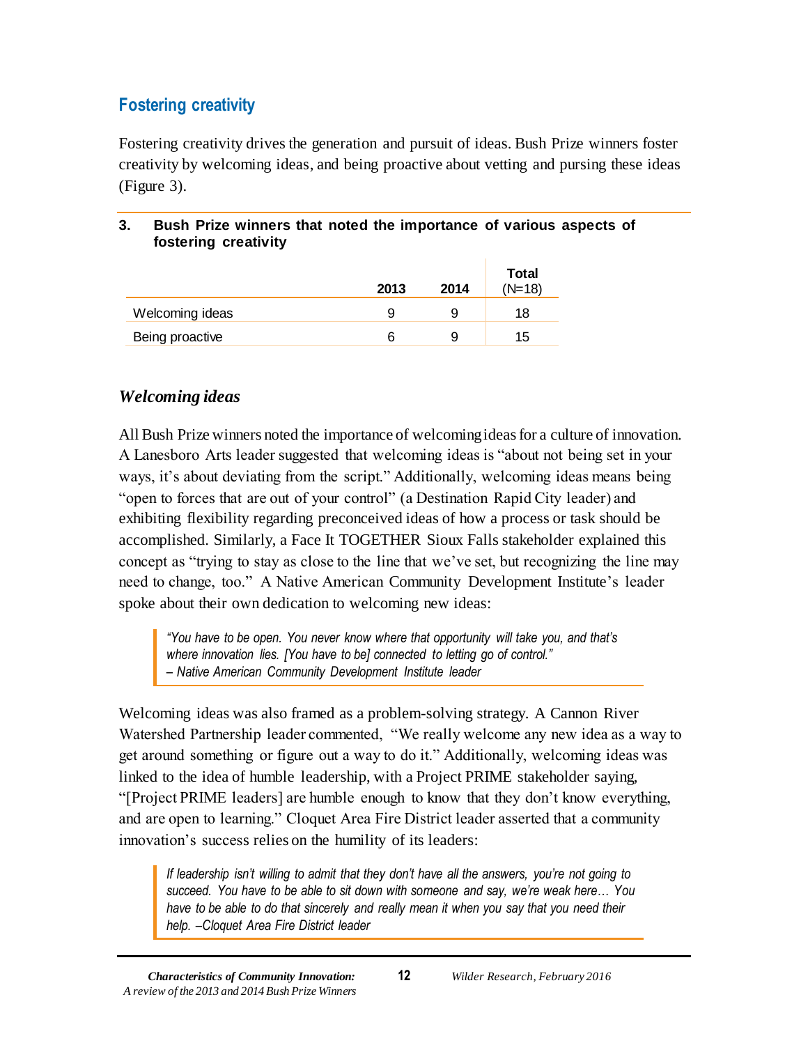## Fostering creativity

Fostering creativity drives the generation and pursuit of ideas. Bush Prize winners foster creativity by welcoming ideas, and being proactive about vetting and pursing these ideas (Figure 3).

**3. Bush Prize winners that noted the importance of various aspects of fostering creativity**

| | 2013 | 2014 | Total (N=18) |
|---|---|---|---|
| Welcoming ideas | 9 | 9 | 18 |
| Being proactive | 6 | 9 | 15 |

### *Welcoming ideas*

All Bush Prize winners noted the importance of welcoming ideas for a culture of innovation. A Lanesboro Arts leader suggested that welcoming ideas is "about not being set in your ways, it's about deviating from the script." Additionally, welcoming ideas means being "open to forces that are out of your control" (a Destination Rapid City leader) and exhibiting flexibility regarding preconceived ideas of how a process or task should be accomplished. Similarly, a Face It TOGETHER Sioux Falls stakeholder explained this concept as "trying to stay as close to the line that we've set, but recognizing the line may need to change, too." A Native American Community Development Institute's leader spoke about their own dedication to welcoming new ideas:

> *"You have to be open. You never know where that opportunity will take you, and that's where innovation lies. [You have to be] connected to letting go of control."*
> *– Native American Community Development Institute leader*

Welcoming ideas was also framed as a problem-solving strategy. A Cannon River Watershed Partnership leader commented, "We really welcome any new idea as a way to get around something or figure out a way to do it." Additionally, welcoming ideas was linked to the idea of humble leadership, with a Project PRIME stakeholder saying, "[Project PRIME leaders] are humble enough to know that they don't know everything, and are open to learning." Cloquet Area Fire District leader asserted that a community innovation's success relies on the humility of its leaders:

> *If leadership isn't willing to admit that they don't have all the answers, you're not going to succeed. You have to be able to sit down with someone and say, we're weak here… You have to be able to do that sincerely and really mean it when you say that you need their help. –Cloquet Area Fire District leader*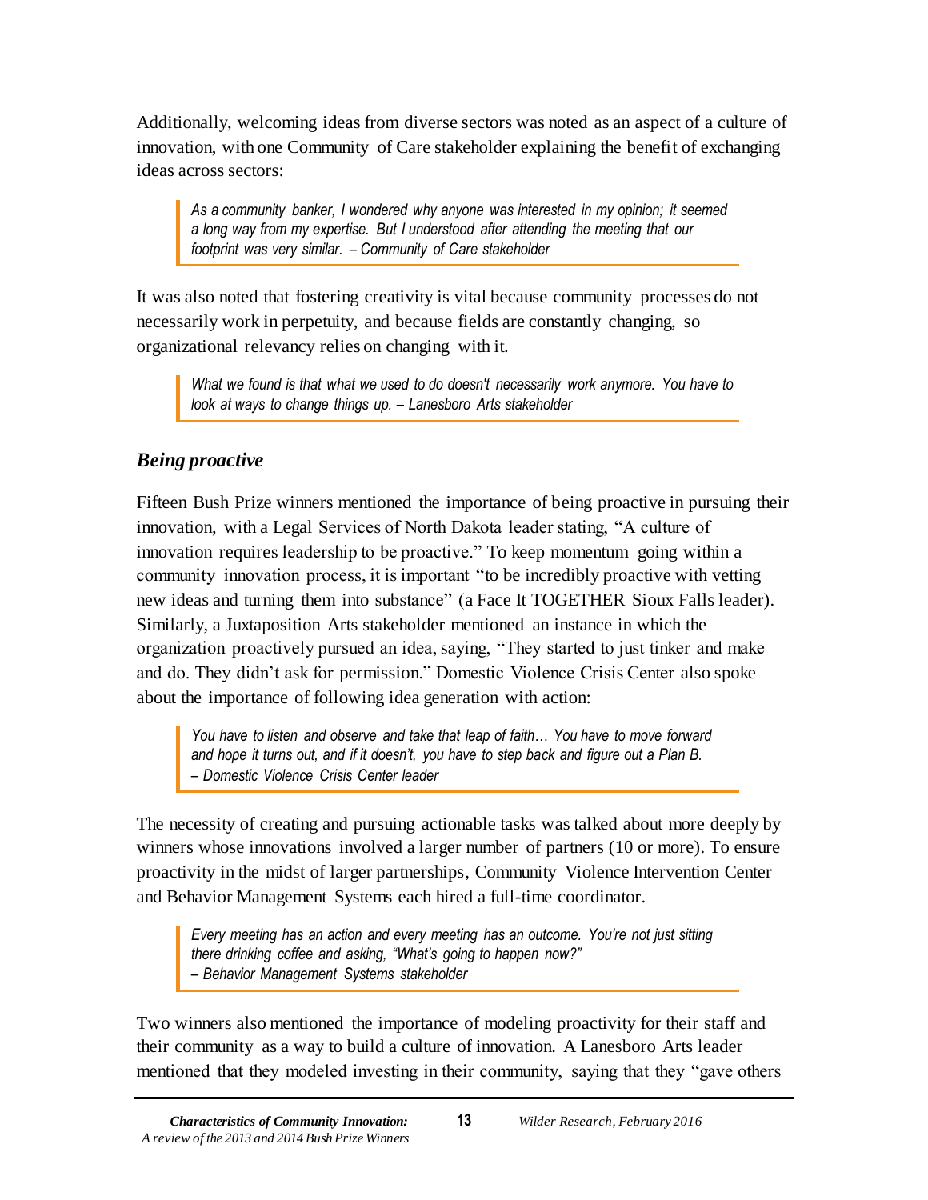Additionally, welcoming ideas from diverse sectors was noted as an aspect of a culture of innovation, with one Community of Care stakeholder explaining the benefit of exchanging ideas across sectors:

> *As a community banker, I wondered why anyone was interested in my opinion; it seemed a long way from my expertise. But I understood after attending the meeting that our footprint was very similar. – Community of Care stakeholder*

It was also noted that fostering creativity is vital because community processes do not necessarily work in perpetuity, and because fields are constantly changing, so organizational relevancy relies on changing with it.

> *What we found is that what we used to do doesn't necessarily work anymore. You have to look at ways to change things up. – Lanesboro Arts stakeholder*

### *Being proactive*

Fifteen Bush Prize winners mentioned the importance of being proactive in pursuing their innovation, with a Legal Services of North Dakota leader stating, "A culture of innovation requires leadership to be proactive." To keep momentum going within a community innovation process, it is important "to be incredibly proactive with vetting new ideas and turning them into substance" (a Face It TOGETHER Sioux Falls leader). Similarly, a Juxtaposition Arts stakeholder mentioned an instance in which the organization proactively pursued an idea, saying, "They started to just tinker and make and do. They didn't ask for permission." Domestic Violence Crisis Center also spoke about the importance of following idea generation with action:

> *You have to listen and observe and take that leap of faith… You have to move forward and hope it turns out, and if it doesn't, you have to step back and figure out a Plan B.*
> *– Domestic Violence Crisis Center leader*

The necessity of creating and pursuing actionable tasks was talked about more deeply by winners whose innovations involved a larger number of partners (10 or more). To ensure proactivity in the midst of larger partnerships, Community Violence Intervention Center and Behavior Management Systems each hired a full-time coordinator.

> *Every meeting has an action and every meeting has an outcome. You're not just sitting there drinking coffee and asking, "What's going to happen now?"*
> *– Behavior Management Systems stakeholder*

Two winners also mentioned the importance of modeling proactivity for their staff and their community as a way to build a culture of innovation. A Lanesboro Arts leader mentioned that they modeled investing in their community, saying that they "gave others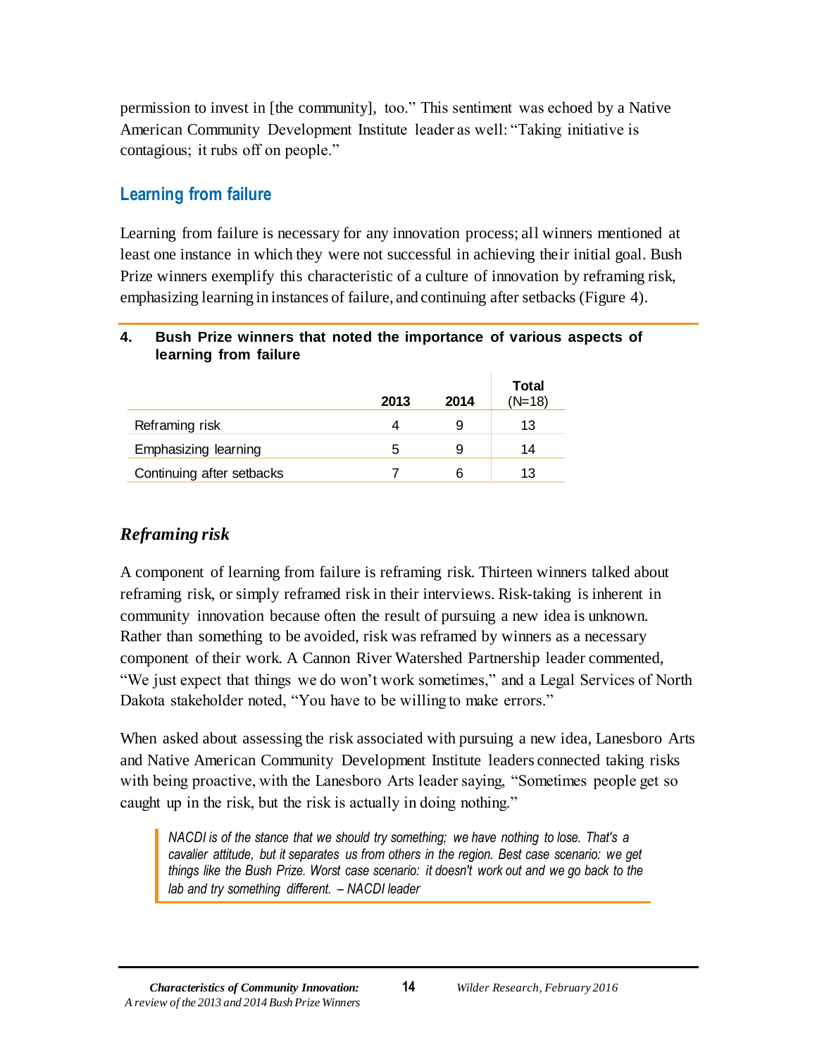permission to invest in [the community], too." This sentiment was echoed by a Native American Community Development Institute leader as well: "Taking initiative is contagious; it rubs off on people."

## Learning from failure

Learning from failure is necessary for any innovation process; all winners mentioned at least one instance in which they were not successful in achieving their initial goal. Bush Prize winners exemplify this characteristic of a culture of innovation by reframing risk, emphasizing learning in instances of failure, and continuing after setbacks (Figure 4).

**4. Bush Prize winners that noted the importance of various aspects of learning from failure**

| | 2013 | 2014 | Total (N=18) |
|---|---|---|---|
| Reframing risk | 4 | 9 | 13 |
| Emphasizing learning | 5 | 9 | 14 |
| Continuing after setbacks | 7 | 6 | 13 |

### *Reframing risk*

A component of learning from failure is reframing risk. Thirteen winners talked about reframing risk, or simply reframed risk in their interviews. Risk-taking is inherent in community innovation because often the result of pursuing a new idea is unknown. Rather than something to be avoided, risk was reframed by winners as a necessary component of their work. A Cannon River Watershed Partnership leader commented, "We just expect that things we do won't work sometimes," and a Legal Services of North Dakota stakeholder noted, "You have to be willing to make errors."

When asked about assessing the risk associated with pursuing a new idea, Lanesboro Arts and Native American Community Development Institute leaders connected taking risks with being proactive, with the Lanesboro Arts leader saying, "Sometimes people get so caught up in the risk, but the risk is actually in doing nothing."

> *NACDI is of the stance that we should try something; we have nothing to lose. That's a cavalier attitude, but it separates us from others in the region. Best case scenario: we get things like the Bush Prize. Worst case scenario: it doesn't work out and we go back to the lab and try something different. – NACDI leader*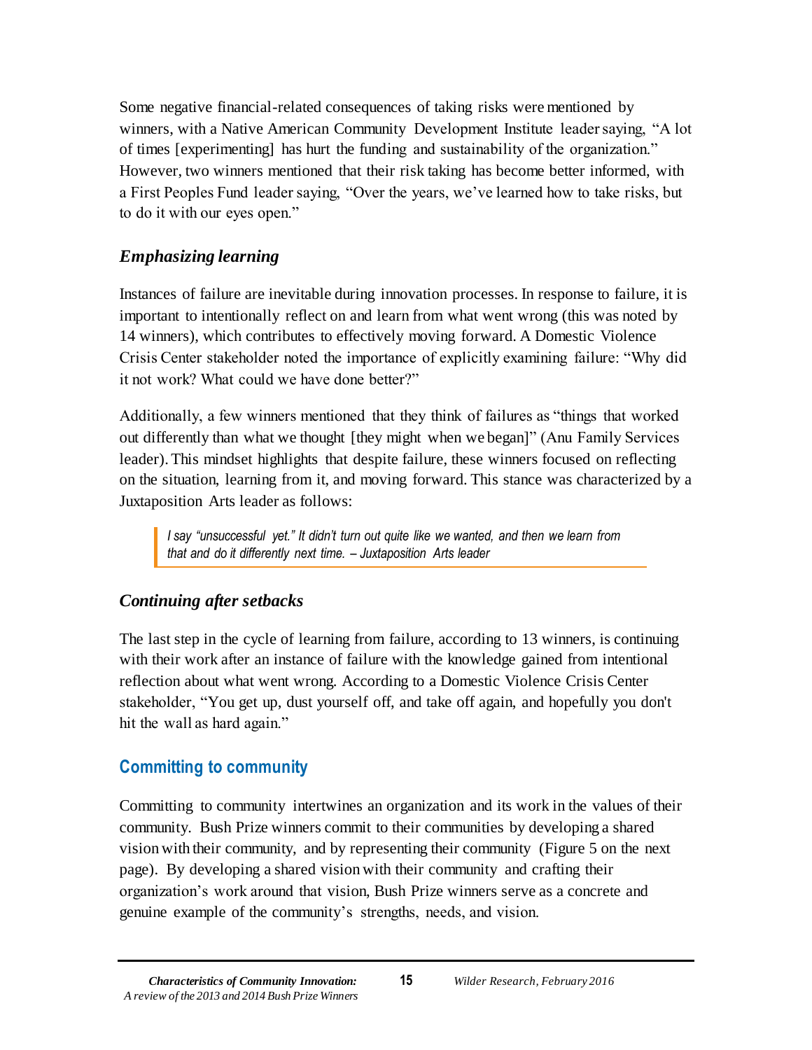Some negative financial-related consequences of taking risks were mentioned by winners, with a Native American Community Development Institute leader saying, "A lot of times [experimenting] has hurt the funding and sustainability of the organization." However, two winners mentioned that their risk taking has become better informed, with a First Peoples Fund leader saying, "Over the years, we've learned how to take risks, but to do it with our eyes open."

### *Emphasizing learning*

Instances of failure are inevitable during innovation processes. In response to failure, it is important to intentionally reflect on and learn from what went wrong (this was noted by 14 winners), which contributes to effectively moving forward. A Domestic Violence Crisis Center stakeholder noted the importance of explicitly examining failure: "Why did it not work? What could we have done better?"

Additionally, a few winners mentioned that they think of failures as "things that worked out differently than what we thought [they might when we began]" (Anu Family Services leader). This mindset highlights that despite failure, these winners focused on reflecting on the situation, learning from it, and moving forward. This stance was characterized by a Juxtaposition Arts leader as follows:

> *I say "unsuccessful yet." It didn't turn out quite like we wanted, and then we learn from that and do it differently next time. – Juxtaposition Arts leader*

### *Continuing after setbacks*

The last step in the cycle of learning from failure, according to 13 winners, is continuing with their work after an instance of failure with the knowledge gained from intentional reflection about what went wrong. According to a Domestic Violence Crisis Center stakeholder, "You get up, dust yourself off, and take off again, and hopefully you don't hit the wall as hard again."

## Committing to community

Committing to community intertwines an organization and its work in the values of their community. Bush Prize winners commit to their communities by developing a shared vision with their community, and by representing their community (Figure 5 on the next page). By developing a shared vision with their community and crafting their organization's work around that vision, Bush Prize winners serve as a concrete and genuine example of the community's strengths, needs, and vision.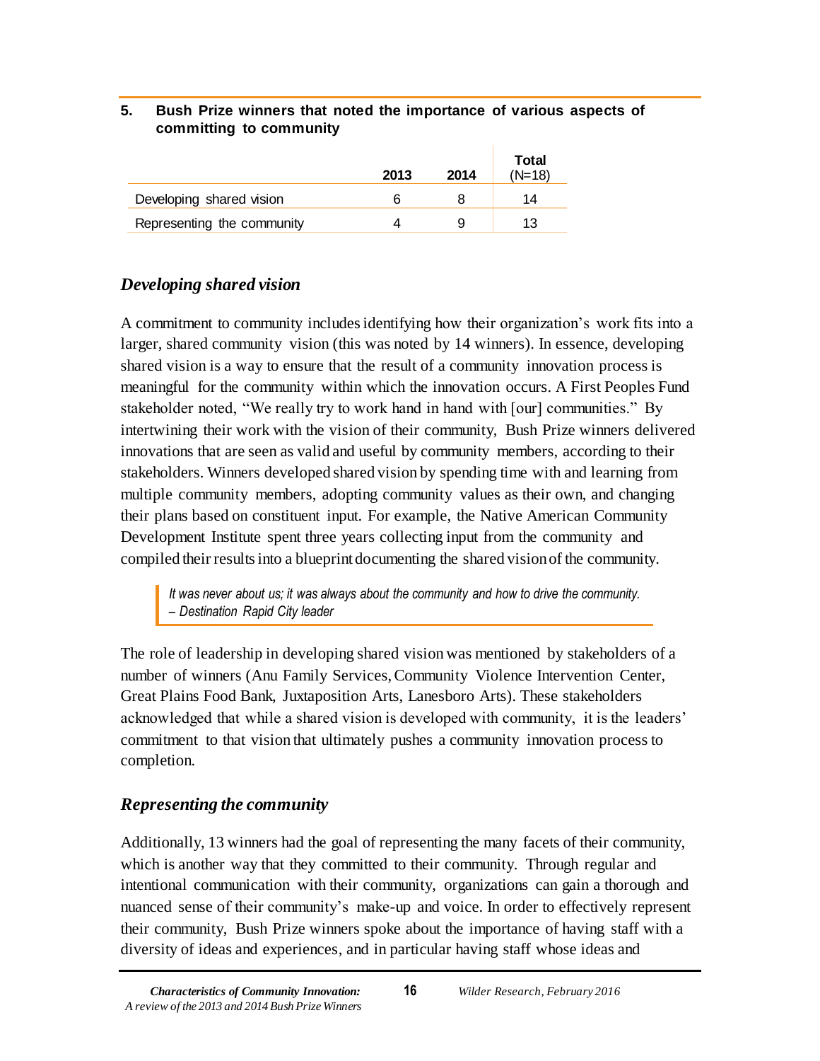**5. Bush Prize winners that noted the importance of various aspects of committing to community**

| | 2013 | 2014 | Total (N=18) |
|---|---|---|---|
| Developing shared vision | 6 | 8 | 14 |
| Representing the community | 4 | 9 | 13 |

## *Developing shared vision*

A commitment to community includes identifying how their organization's work fits into a larger, shared community vision (this was noted by 14 winners). In essence, developing shared vision is a way to ensure that the result of a community innovation process is meaningful for the community within which the innovation occurs. A First Peoples Fund stakeholder noted, "We really try to work hand in hand with [our] communities." By intertwining their work with the vision of their community, Bush Prize winners delivered innovations that are seen as valid and useful by community members, according to their stakeholders. Winners developed shared vision by spending time with and learning from multiple community members, adopting community values as their own, and changing their plans based on constituent input. For example, the Native American Community Development Institute spent three years collecting input from the community and compiled their results into a blueprint documenting the shared vision of the community.

> *It was never about us; it was always about the community and how to drive the community.*
> *– Destination Rapid City leader*

The role of leadership in developing shared vision was mentioned by stakeholders of a number of winners (Anu Family Services, Community Violence Intervention Center, Great Plains Food Bank, Juxtaposition Arts, Lanesboro Arts). These stakeholders acknowledged that while a shared vision is developed with community, it is the leaders' commitment to that vision that ultimately pushes a community innovation process to completion.

## *Representing the community*

Additionally, 13 winners had the goal of representing the many facets of their community, which is another way that they committed to their community. Through regular and intentional communication with their community, organizations can gain a thorough and nuanced sense of their community's make-up and voice. In order to effectively represent their community, Bush Prize winners spoke about the importance of having staff with a diversity of ideas and experiences, and in particular having staff whose ideas and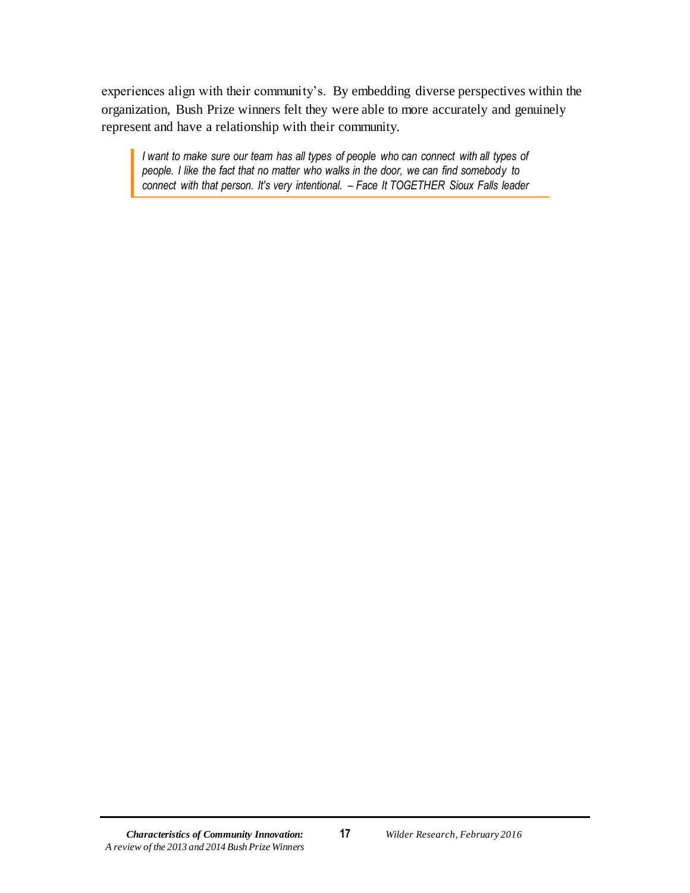experiences align with their community's. By embedding diverse perspectives within the organization, Bush Prize winners felt they were able to more accurately and genuinely represent and have a relationship with their community.

> *I want to make sure our team has all types of people who can connect with all types of people. I like the fact that no matter who walks in the door, we can find somebody to connect with that person. It's very intentional. – Face It TOGETHER Sioux Falls leader*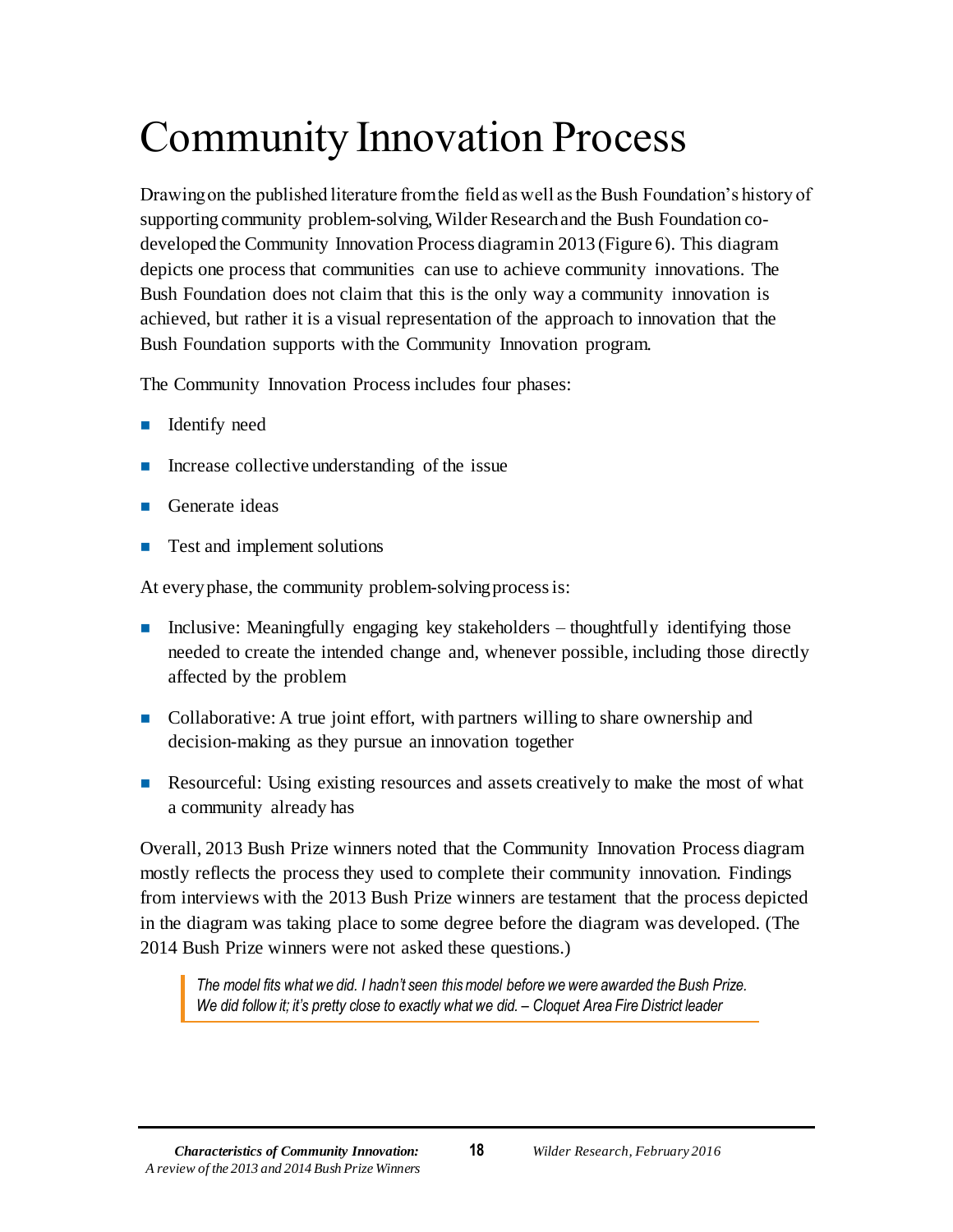# Community Innovation Process

Drawing on the published literature from the field as well as the Bush Foundation's history of supporting community problem-solving, Wilder Research and the Bush Foundation co-developed the Community Innovation Process diagram in 2013 (Figure 6). This diagram depicts one process that communities can use to achieve community innovations. The Bush Foundation does not claim that this is the only way a community innovation is achieved, but rather it is a visual representation of the approach to innovation that the Bush Foundation supports with the Community Innovation program.

The Community Innovation Process includes four phases:

- Identify need
- Increase collective understanding of the issue
- Generate ideas
- Test and implement solutions

At every phase, the community problem-solving process is:

- Inclusive: Meaningfully engaging key stakeholders – thoughtfully identifying those needed to create the intended change and, whenever possible, including those directly affected by the problem
- Collaborative: A true joint effort, with partners willing to share ownership and decision-making as they pursue an innovation together
- Resourceful: Using existing resources and assets creatively to make the most of what a community already has

Overall, 2013 Bush Prize winners noted that the Community Innovation Process diagram mostly reflects the process they used to complete their community innovation. Findings from interviews with the 2013 Bush Prize winners are testament that the process depicted in the diagram was taking place to some degree before the diagram was developed. (The 2014 Bush Prize winners were not asked these questions.)

> *The model fits what we did. I hadn't seen this model before we were awarded the Bush Prize. We did follow it; it's pretty close to exactly what we did. – Cloquet Area Fire District leader*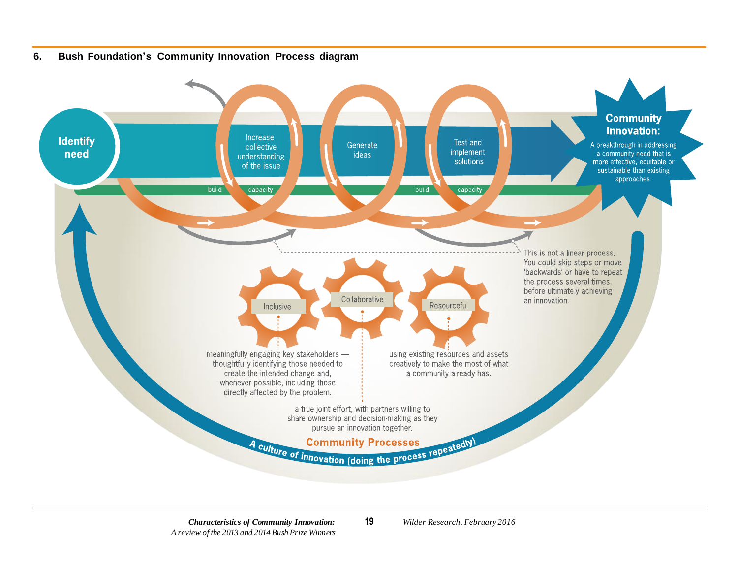## 6. Bush Foundation's Community Innovation Process diagram

**Identify need**

Increase collective understanding of the issue

Generate ideas

Test and implement solutions

build capacity

build capacity

**Community Innovation:** A breakthrough in addressing a community need that is more effective, equitable or sustainable than existing approaches.

This is not a linear process. You could skip steps or move 'backwards' or have to repeat the process several times, before ultimately achieving an innovation.

**Inclusive** – meaningfully engaging key stakeholders — thoughtfully identifying those needed to create the intended change and, whenever possible, including those directly affected by the problem.

**Collaborative** – a true joint effort, with partners willing to share ownership and decision-making as they pursue an innovation together.

**Resourceful** – using existing resources and assets creatively to make the most of what a community already has.

**Community Processes**

**A culture of innovation (doing the process repeatedly)**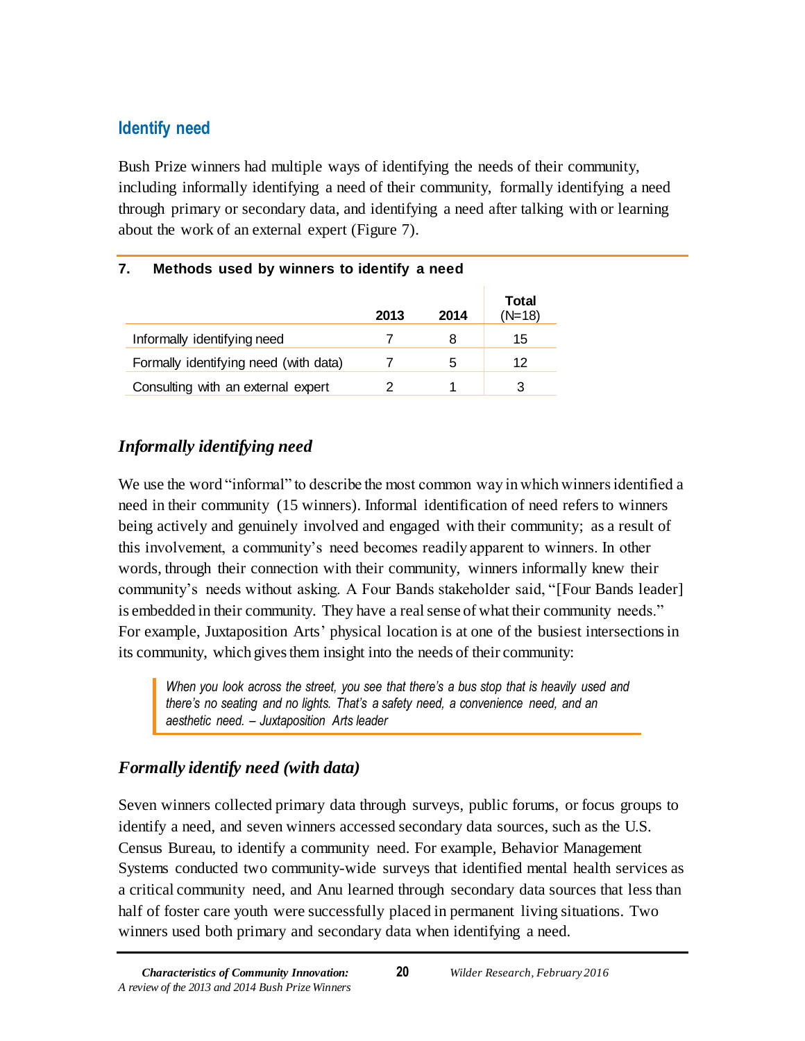## Identify need

Bush Prize winners had multiple ways of identifying the needs of their community, including informally identifying a need of their community, formally identifying a need through primary or secondary data, and identifying a need after talking with or learning about the work of an external expert (Figure 7).

**7. Methods used by winners to identify a need**

| | 2013 | 2014 | Total (N=18) |
|---|---|---|---|
| Informally identifying need | 7 | 8 | 15 |
| Formally identifying need (with data) | 7 | 5 | 12 |
| Consulting with an external expert | 2 | 1 | 3 |

### *Informally identifying need*

We use the word "informal" to describe the most common way in which winners identified a need in their community (15 winners). Informal identification of need refers to winners being actively and genuinely involved and engaged with their community; as a result of this involvement, a community's need becomes readily apparent to winners. In other words, through their connection with their community, winners informally knew their community's needs without asking. A Four Bands stakeholder said, "[Four Bands leader] is embedded in their community. They have a real sense of what their community needs." For example, Juxtaposition Arts' physical location is at one of the busiest intersections in its community, which gives them insight into the needs of their community:

> *When you look across the street, you see that there's a bus stop that is heavily used and there's no seating and no lights. That's a safety need, a convenience need, and an aesthetic need. – Juxtaposition Arts leader*

### *Formally identify need (with data)*

Seven winners collected primary data through surveys, public forums, or focus groups to identify a need, and seven winners accessed secondary data sources, such as the U.S. Census Bureau, to identify a community need. For example, Behavior Management Systems conducted two community-wide surveys that identified mental health services as a critical community need, and Anu learned through secondary data sources that less than half of foster care youth were successfully placed in permanent living situations. Two winners used both primary and secondary data when identifying a need.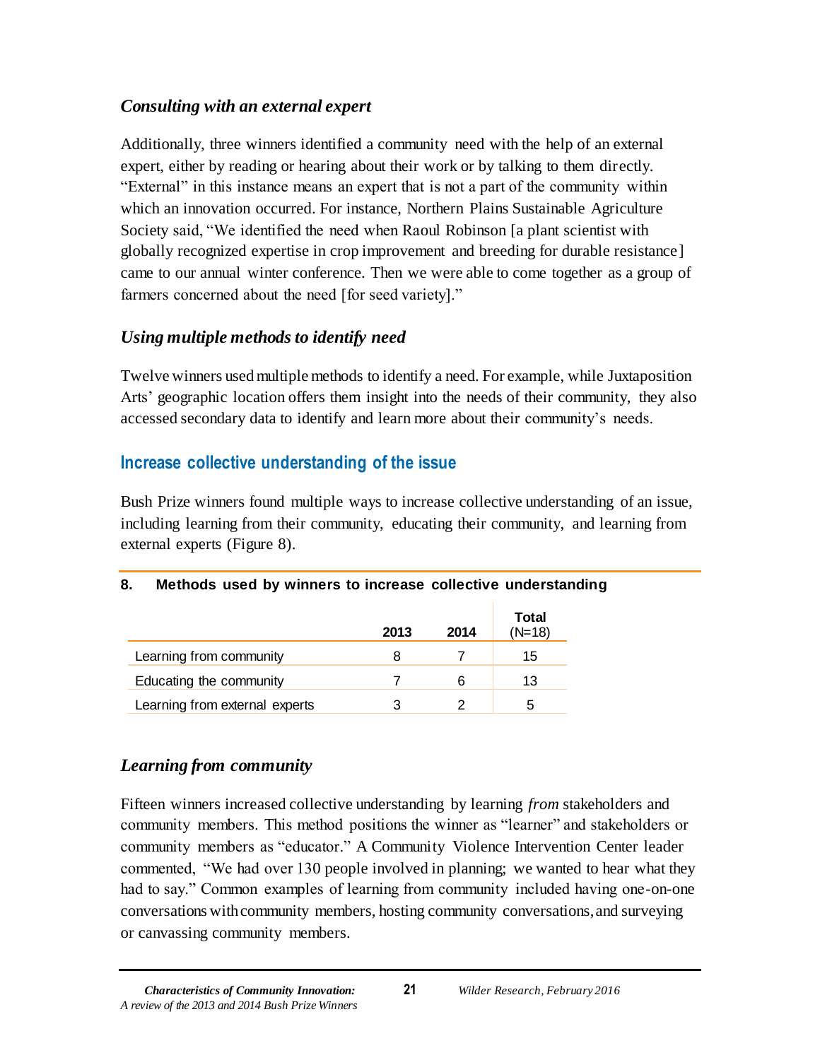### *Consulting with an external expert*

Additionally, three winners identified a community need with the help of an external expert, either by reading or hearing about their work or by talking to them directly. "External" in this instance means an expert that is not a part of the community within which an innovation occurred. For instance, Northern Plains Sustainable Agriculture Society said, "We identified the need when Raoul Robinson [a plant scientist with globally recognized expertise in crop improvement and breeding for durable resistance] came to our annual winter conference. Then we were able to come together as a group of farmers concerned about the need [for seed variety]."

### *Using multiple methods to identify need*

Twelve winners used multiple methods to identify a need. For example, while Juxtaposition Arts' geographic location offers them insight into the needs of their community, they also accessed secondary data to identify and learn more about their community's needs.

## Increase collective understanding of the issue

Bush Prize winners found multiple ways to increase collective understanding of an issue, including learning from their community, educating their community, and learning from external experts (Figure 8).

**8. Methods used by winners to increase collective understanding**

| | 2013 | 2014 | Total (N=18) |
|---|---|---|---|
| Learning from community | 8 | 7 | 15 |
| Educating the community | 7 | 6 | 13 |
| Learning from external experts | 3 | 2 | 5 |

### *Learning from community*

Fifteen winners increased collective understanding by learning *from* stakeholders and community members. This method positions the winner as "learner" and stakeholders or community members as "educator." A Community Violence Intervention Center leader commented, "We had over 130 people involved in planning; we wanted to hear what they had to say." Common examples of learning from community included having one-on-one conversations with community members, hosting community conversations, and surveying or canvassing community members.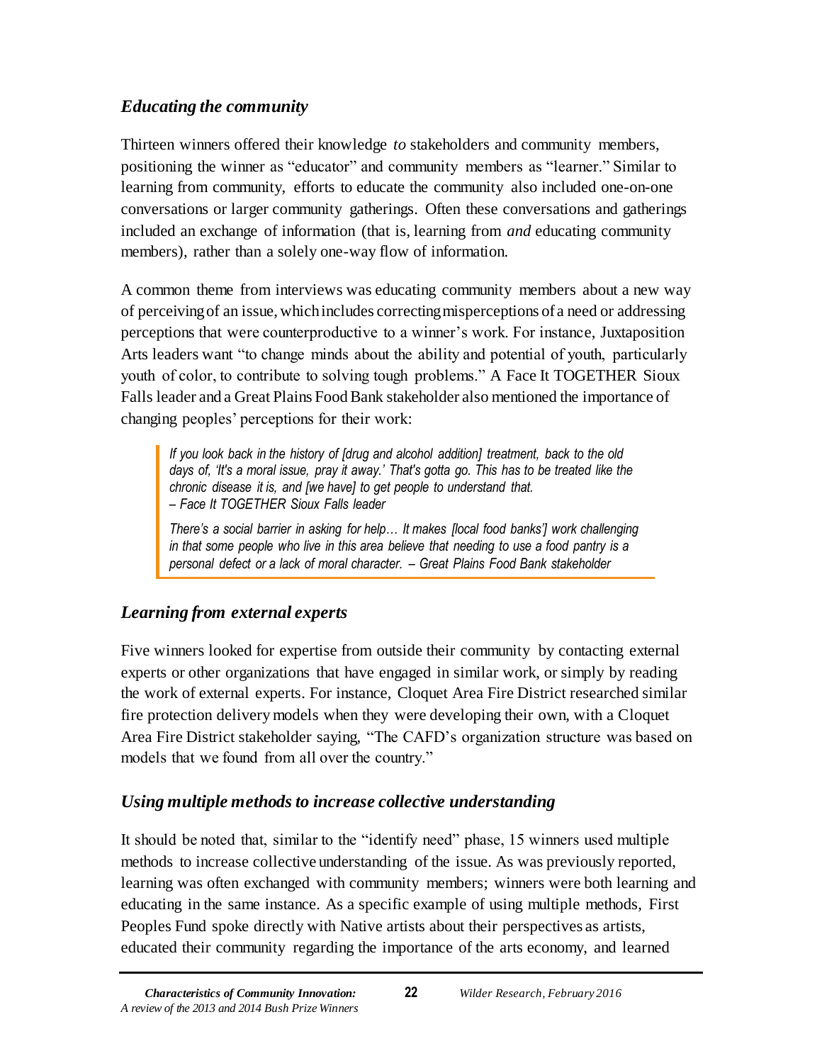### *Educating the community*

Thirteen winners offered their knowledge *to* stakeholders and community members, positioning the winner as "educator" and community members as "learner." Similar to learning from community, efforts to educate the community also included one-on-one conversations or larger community gatherings. Often these conversations and gatherings included an exchange of information (that is, learning from *and* educating community members), rather than a solely one-way flow of information.

A common theme from interviews was educating community members about a new way of perceiving of an issue, which includes correcting misperceptions of a need or addressing perceptions that were counterproductive to a winner's work. For instance, Juxtaposition Arts leaders want "to change minds about the ability and potential of youth, particularly youth of color, to contribute to solving tough problems." A Face It TOGETHER Sioux Falls leader and a Great Plains Food Bank stakeholder also mentioned the importance of changing peoples' perceptions for their work:

> *If you look back in the history of [drug and alcohol addition] treatment, back to the old days of, 'It's a moral issue, pray it away.' That's gotta go. This has to be treated like the chronic disease it is, and [we have] to get people to understand that.*
> *– Face It TOGETHER Sioux Falls leader*
>
> *There's a social barrier in asking for help… It makes [local food banks'] work challenging in that some people who live in this area believe that needing to use a food pantry is a personal defect or a lack of moral character. – Great Plains Food Bank stakeholder*

### *Learning from external experts*

Five winners looked for expertise from outside their community by contacting external experts or other organizations that have engaged in similar work, or simply by reading the work of external experts. For instance, Cloquet Area Fire District researched similar fire protection delivery models when they were developing their own, with a Cloquet Area Fire District stakeholder saying, "The CAFD's organization structure was based on models that we found from all over the country."

### *Using multiple methods to increase collective understanding*

It should be noted that, similar to the "identify need" phase, 15 winners used multiple methods to increase collective understanding of the issue. As was previously reported, learning was often exchanged with community members; winners were both learning and educating in the same instance. As a specific example of using multiple methods, First Peoples Fund spoke directly with Native artists about their perspectives as artists, educated their community regarding the importance of the arts economy, and learned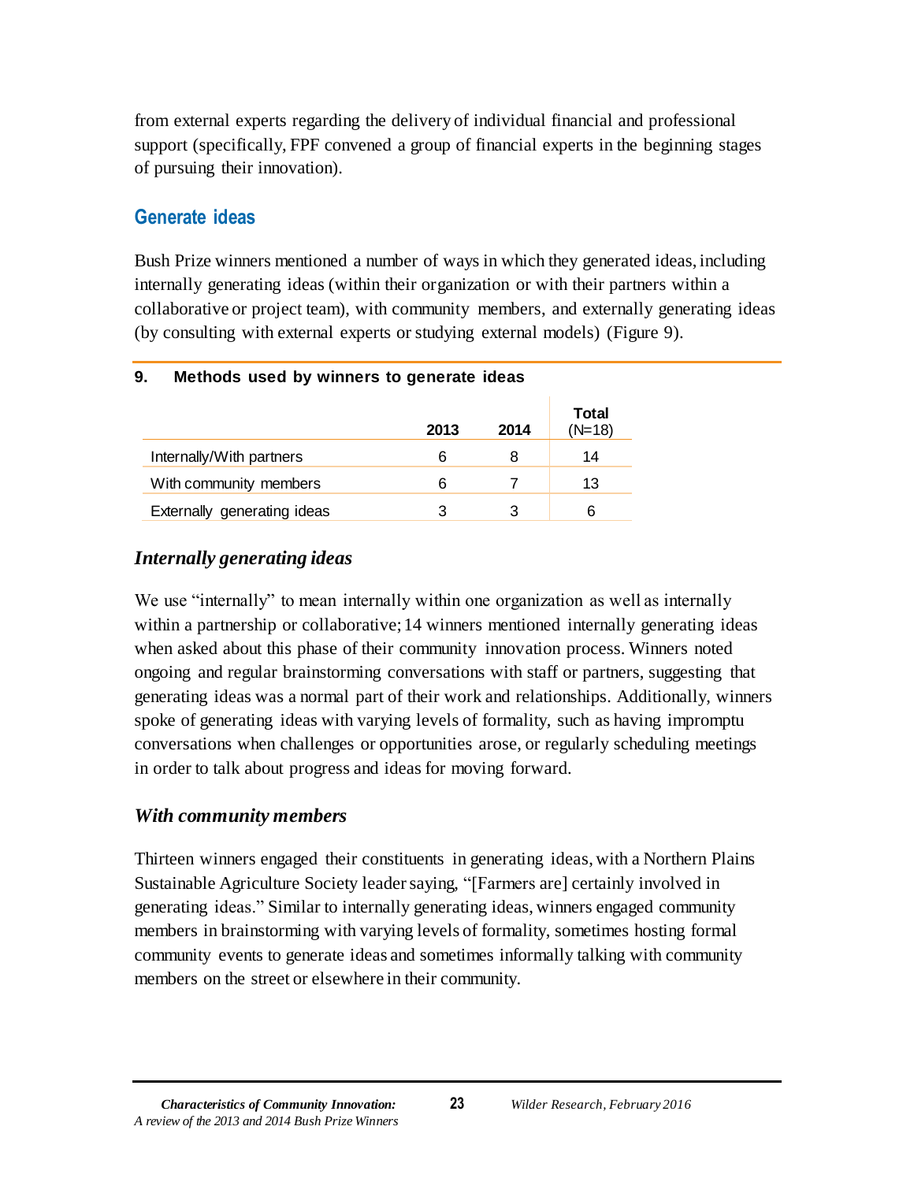from external experts regarding the delivery of individual financial and professional support (specifically, FPF convened a group of financial experts in the beginning stages of pursuing their innovation).

## Generate ideas

Bush Prize winners mentioned a number of ways in which they generated ideas, including internally generating ideas (within their organization or with their partners within a collaborative or project team), with community members, and externally generating ideas (by consulting with external experts or studying external models) (Figure 9).

**9. Methods used by winners to generate ideas**

| | 2013 | 2014 | Total (N=18) |
|---|---|---|---|
| Internally/With partners | 6 | 8 | 14 |
| With community members | 6 | 7 | 13 |
| Externally generating ideas | 3 | 3 | 6 |

### *Internally generating ideas*

We use "internally" to mean internally within one organization as well as internally within a partnership or collaborative; 14 winners mentioned internally generating ideas when asked about this phase of their community innovation process. Winners noted ongoing and regular brainstorming conversations with staff or partners, suggesting that generating ideas was a normal part of their work and relationships. Additionally, winners spoke of generating ideas with varying levels of formality, such as having impromptu conversations when challenges or opportunities arose, or regularly scheduling meetings in order to talk about progress and ideas for moving forward.

### *With community members*

Thirteen winners engaged their constituents in generating ideas, with a Northern Plains Sustainable Agriculture Society leader saying, "[Farmers are] certainly involved in generating ideas." Similar to internally generating ideas, winners engaged community members in brainstorming with varying levels of formality, sometimes hosting formal community events to generate ideas and sometimes informally talking with community members on the street or elsewhere in their community.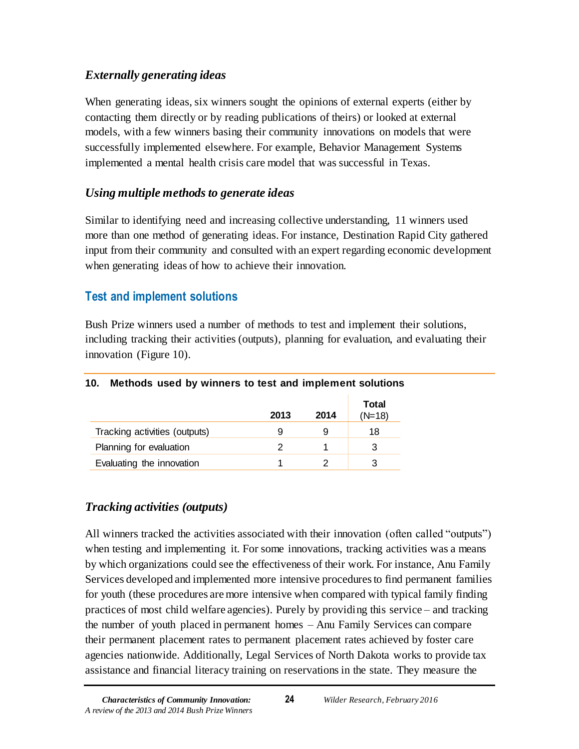### *Externally generating ideas*

When generating ideas, six winners sought the opinions of external experts (either by contacting them directly or by reading publications of theirs) or looked at external models, with a few winners basing their community innovations on models that were successfully implemented elsewhere. For example, Behavior Management Systems implemented a mental health crisis care model that was successful in Texas.

### *Using multiple methods to generate ideas*

Similar to identifying need and increasing collective understanding, 11 winners used more than one method of generating ideas. For instance, Destination Rapid City gathered input from their community and consulted with an expert regarding economic development when generating ideas of how to achieve their innovation.

## Test and implement solutions

Bush Prize winners used a number of methods to test and implement their solutions, including tracking their activities (outputs), planning for evaluation, and evaluating their innovation (Figure 10).

**10. Methods used by winners to test and implement solutions**

| | 2013 | 2014 | Total (N=18) |
|---|---|---|---|
| Tracking activities (outputs) | 9 | 9 | 18 |
| Planning for evaluation | 2 | 1 | 3 |
| Evaluating the innovation | 1 | 2 | 3 |

### *Tracking activities (outputs)*

All winners tracked the activities associated with their innovation (often called "outputs") when testing and implementing it. For some innovations, tracking activities was a means by which organizations could see the effectiveness of their work. For instance, Anu Family Services developed and implemented more intensive procedures to find permanent families for youth (these procedures are more intensive when compared with typical family finding practices of most child welfare agencies). Purely by providing this service – and tracking the number of youth placed in permanent homes – Anu Family Services can compare their permanent placement rates to permanent placement rates achieved by foster care agencies nationwide. Additionally, Legal Services of North Dakota works to provide tax assistance and financial literacy training on reservations in the state. They measure the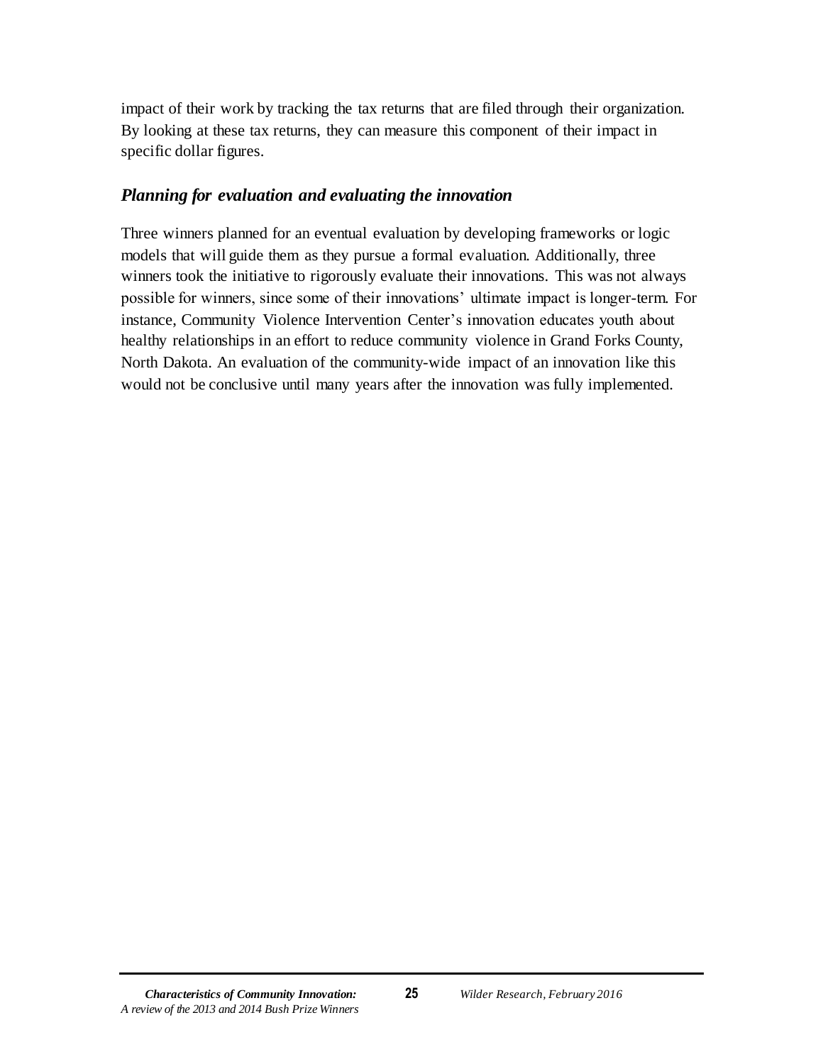impact of their work by tracking the tax returns that are filed through their organization. By looking at these tax returns, they can measure this component of their impact in specific dollar figures.

### *Planning for evaluation and evaluating the innovation*

Three winners planned for an eventual evaluation by developing frameworks or logic models that will guide them as they pursue a formal evaluation. Additionally, three winners took the initiative to rigorously evaluate their innovations. This was not always possible for winners, since some of their innovations' ultimate impact is longer-term. For instance, Community Violence Intervention Center's innovation educates youth about healthy relationships in an effort to reduce community violence in Grand Forks County, North Dakota. An evaluation of the community-wide impact of an innovation like this would not be conclusive until many years after the innovation was fully implemented.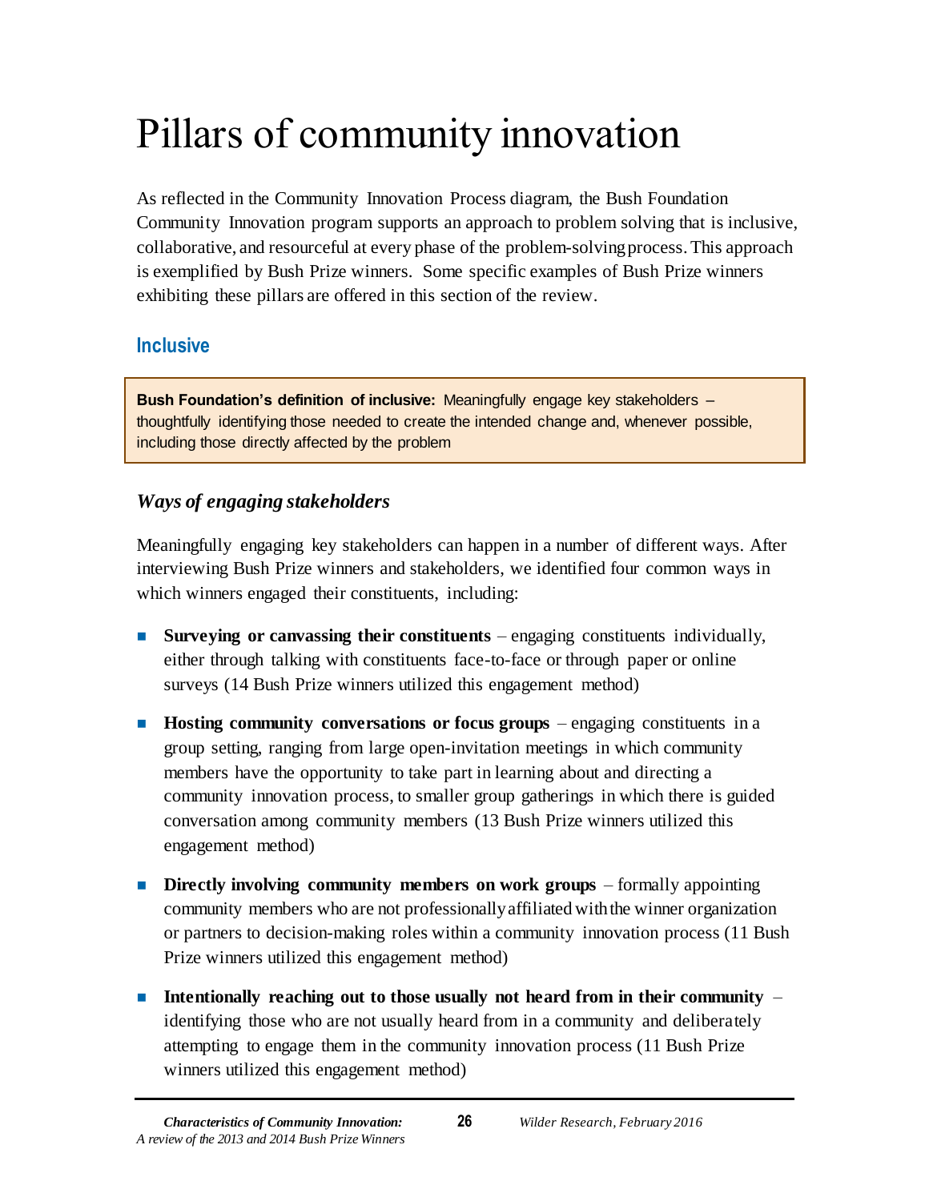# Pillars of community innovation

As reflected in the Community Innovation Process diagram, the Bush Foundation Community Innovation program supports an approach to problem solving that is inclusive, collaborative, and resourceful at every phase of the problem-solving process. This approach is exemplified by Bush Prize winners. Some specific examples of Bush Prize winners exhibiting these pillars are offered in this section of the review.

## Inclusive

> **Bush Foundation's definition of inclusive:** Meaningfully engage key stakeholders – thoughtfully identifying those needed to create the intended change and, whenever possible, including those directly affected by the problem

### *Ways of engaging stakeholders*

Meaningfully engaging key stakeholders can happen in a number of different ways. After interviewing Bush Prize winners and stakeholders, we identified four common ways in which winners engaged their constituents, including:

- **Surveying or canvassing their constituents** – engaging constituents individually, either through talking with constituents face-to-face or through paper or online surveys (14 Bush Prize winners utilized this engagement method)
- **Hosting community conversations or focus groups** – engaging constituents in a group setting, ranging from large open-invitation meetings in which community members have the opportunity to take part in learning about and directing a community innovation process, to smaller group gatherings in which there is guided conversation among community members (13 Bush Prize winners utilized this engagement method)
- **Directly involving community members on work groups** – formally appointing community members who are not professionally affiliated with the winner organization or partners to decision-making roles within a community innovation process (11 Bush Prize winners utilized this engagement method)
- **Intentionally reaching out to those usually not heard from in their community** – identifying those who are not usually heard from in a community and deliberately attempting to engage them in the community innovation process (11 Bush Prize winners utilized this engagement method)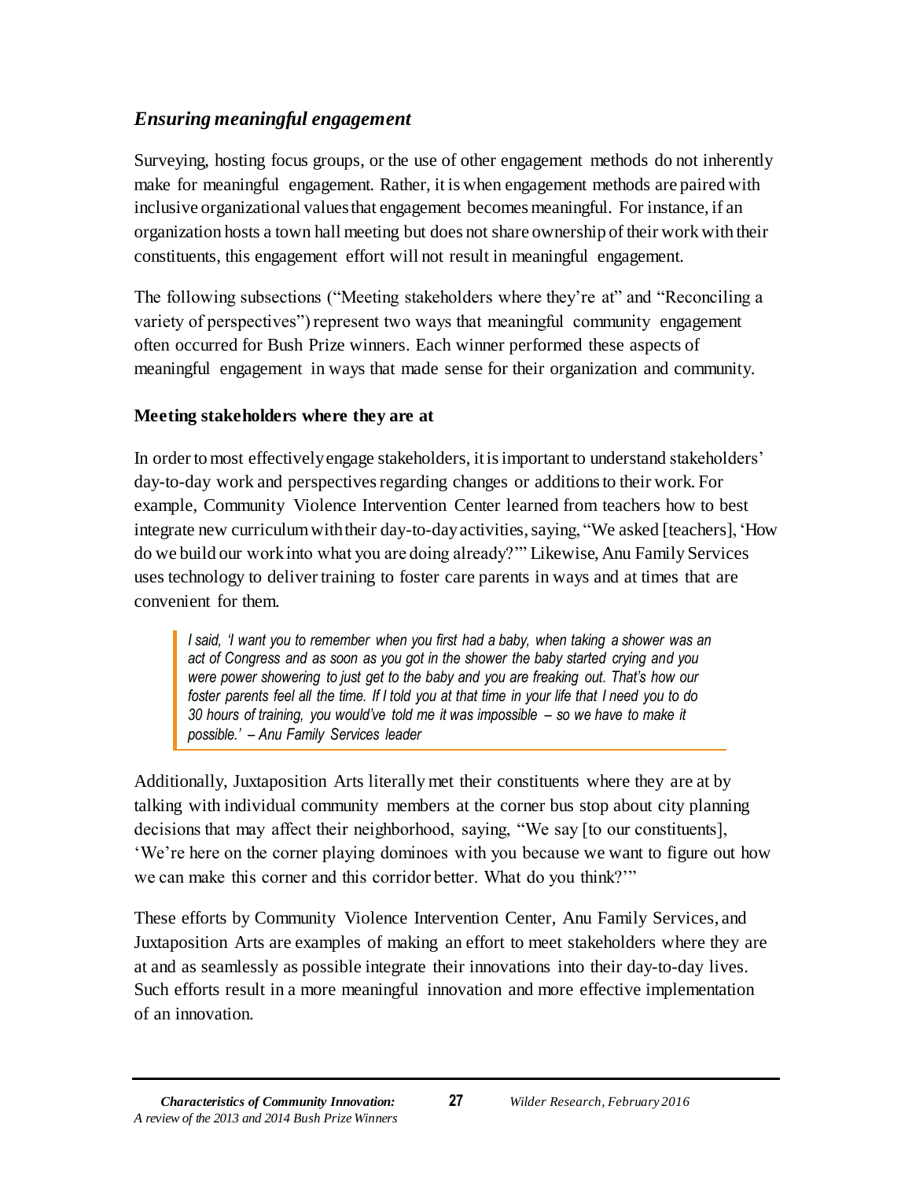### *Ensuring meaningful engagement*

Surveying, hosting focus groups, or the use of other engagement methods do not inherently make for meaningful engagement. Rather, it is when engagement methods are paired with inclusive organizational values that engagement becomes meaningful. For instance, if an organization hosts a town hall meeting but does not share ownership of their work with their constituents, this engagement effort will not result in meaningful engagement.

The following subsections ("Meeting stakeholders where they're at" and "Reconciling a variety of perspectives") represent two ways that meaningful community engagement often occurred for Bush Prize winners. Each winner performed these aspects of meaningful engagement in ways that made sense for their organization and community.

#### **Meeting stakeholders where they are at**

In order to most effectively engage stakeholders, it is important to understand stakeholders' day-to-day work and perspectives regarding changes or additions to their work. For example, Community Violence Intervention Center learned from teachers how to best integrate new curriculum with their day-to-day activities, saying, "We asked [teachers], 'How do we build our work into what you are doing already?'" Likewise, Anu Family Services uses technology to deliver training to foster care parents in ways and at times that are convenient for them.

> *I said, 'I want you to remember when you first had a baby, when taking a shower was an act of Congress and as soon as you got in the shower the baby started crying and you were power showering to just get to the baby and you are freaking out. That's how our foster parents feel all the time. If I told you at that time in your life that I need you to do 30 hours of training, you would've told me it was impossible – so we have to make it possible.' – Anu Family Services leader*

Additionally, Juxtaposition Arts literally met their constituents where they are at by talking with individual community members at the corner bus stop about city planning decisions that may affect their neighborhood, saying, "We say [to our constituents], 'We're here on the corner playing dominoes with you because we want to figure out how we can make this corner and this corridor better. What do you think?'"

These efforts by Community Violence Intervention Center, Anu Family Services, and Juxtaposition Arts are examples of making an effort to meet stakeholders where they are at and as seamlessly as possible integrate their innovations into their day-to-day lives. Such efforts result in a more meaningful innovation and more effective implementation of an innovation.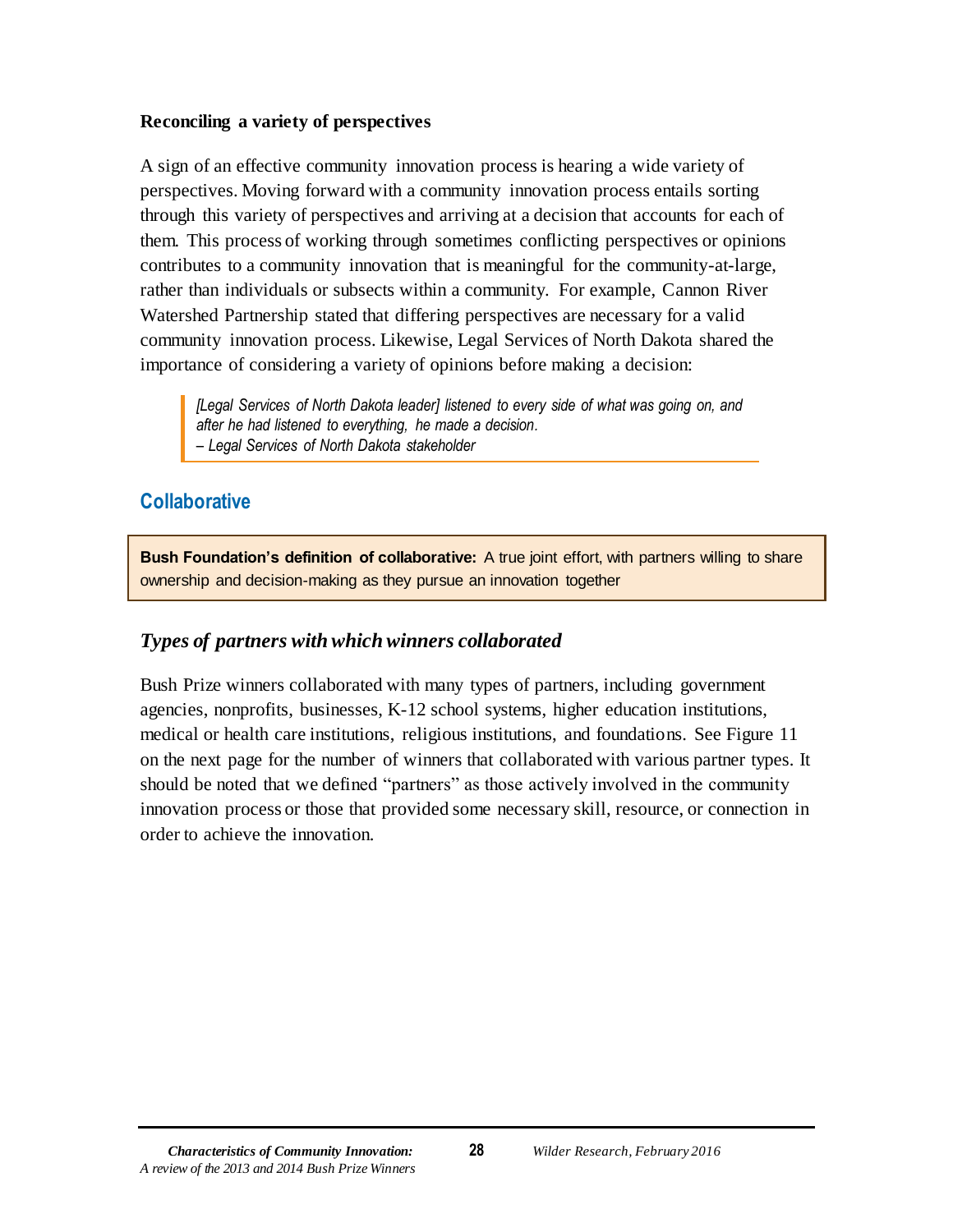**Reconciling a variety of perspectives**

A sign of an effective community innovation process is hearing a wide variety of perspectives. Moving forward with a community innovation process entails sorting through this variety of perspectives and arriving at a decision that accounts for each of them. This process of working through sometimes conflicting perspectives or opinions contributes to a community innovation that is meaningful for the community-at-large, rather than individuals or subsects within a community. For example, Cannon River Watershed Partnership stated that differing perspectives are necessary for a valid community innovation process. Likewise, Legal Services of North Dakota shared the importance of considering a variety of opinions before making a decision:

> *[Legal Services of North Dakota leader] listened to every side of what was going on, and after he had listened to everything, he made a decision.*
> *– Legal Services of North Dakota stakeholder*

## Collaborative

**Bush Foundation's definition of collaborative:** A true joint effort, with partners willing to share ownership and decision-making as they pursue an innovation together

### *Types of partners with which winners collaborated*

Bush Prize winners collaborated with many types of partners, including government agencies, nonprofits, businesses, K-12 school systems, higher education institutions, medical or health care institutions, religious institutions, and foundations. See Figure 11 on the next page for the number of winners that collaborated with various partner types. It should be noted that we defined "partners" as those actively involved in the community innovation process or those that provided some necessary skill, resource, or connection in order to achieve the innovation.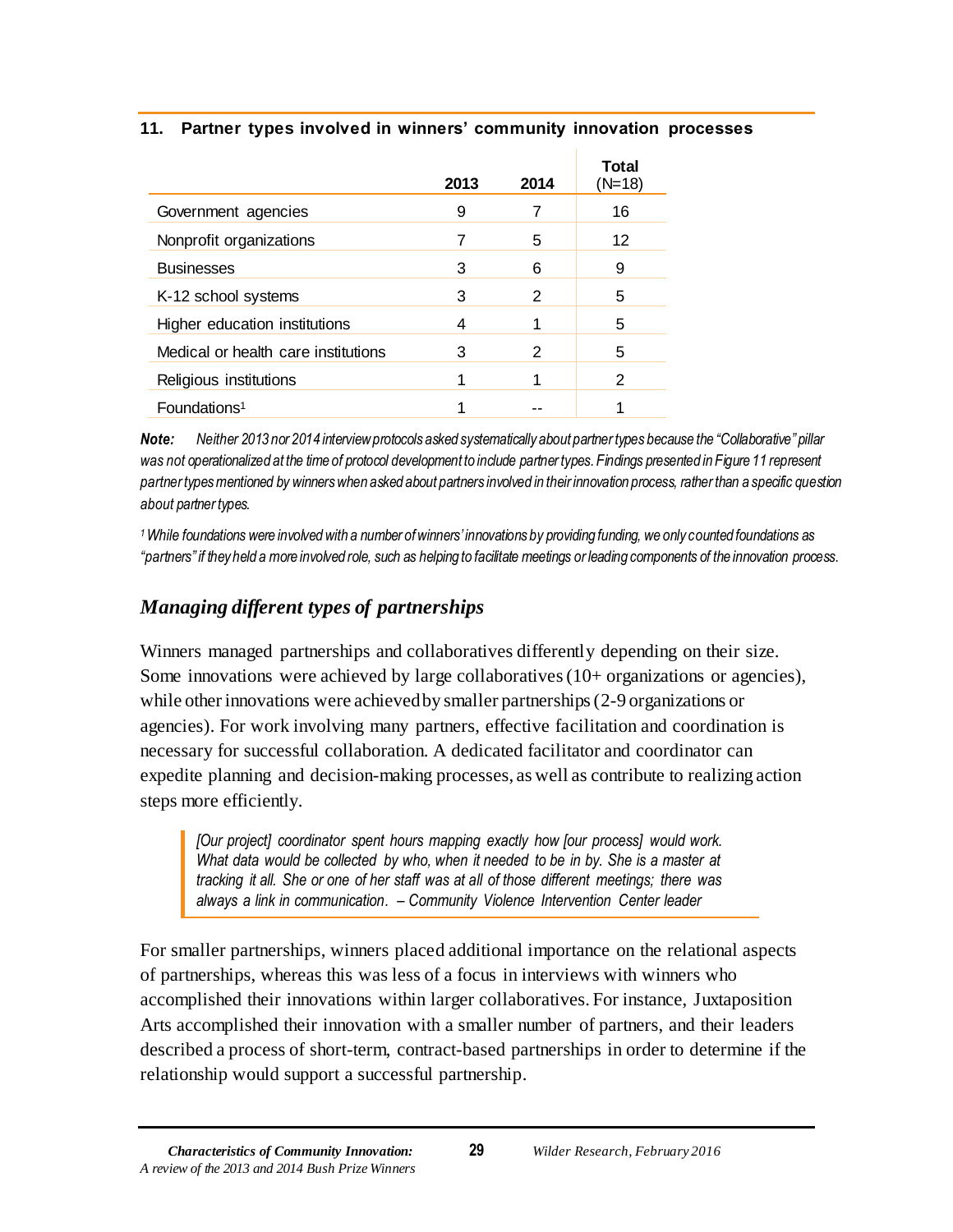**11. Partner types involved in winners' community innovation processes**

| | 2013 | 2014 | Total (N=18) |
|---|---|---|---|
| Government agencies | 9 | 7 | 16 |
| Nonprofit organizations | 7 | 5 | 12 |
| Businesses | 3 | 6 | 9 |
| K-12 school systems | 3 | 2 | 5 |
| Higher education institutions | 4 | 1 | 5 |
| Medical or health care institutions | 3 | 2 | 5 |
| Religious institutions | 1 | 1 | 2 |
| Foundations[1] | 1 | -- | 1 |

***Note:*** *Neither 2013 nor 2014 interview protocols asked systematically about partner types because the "Collaborative" pillar was not operationalized at the time of protocol development to include partner types. Findings presented in Figure 11 represent partner types mentioned by winners when asked about partners involved in their innovation process, rather than a specific question about partner types.*

*[1] While foundations were involved with a number of winners' innovations by providing funding, we only counted foundations as "partners" if they held a more involved role, such as helping to facilitate meetings or leading components of the innovation process.*

## *Managing different types of partnerships*

Winners managed partnerships and collaboratives differently depending on their size. Some innovations were achieved by large collaboratives (10+ organizations or agencies), while other innovations were achieved by smaller partnerships (2-9 organizations or agencies). For work involving many partners, effective facilitation and coordination is necessary for successful collaboration. A dedicated facilitator and coordinator can expedite planning and decision-making processes, as well as contribute to realizing action steps more efficiently.

> *[Our project] coordinator spent hours mapping exactly how [our process] would work. What data would be collected by who, when it needed to be in by. She is a master at tracking it all. She or one of her staff was at all of those different meetings; there was always a link in communication. – Community Violence Intervention Center leader*

For smaller partnerships, winners placed additional importance on the relational aspects of partnerships, whereas this was less of a focus in interviews with winners who accomplished their innovations within larger collaboratives. For instance, Juxtaposition Arts accomplished their innovation with a smaller number of partners, and their leaders described a process of short-term, contract-based partnerships in order to determine if the relationship would support a successful partnership.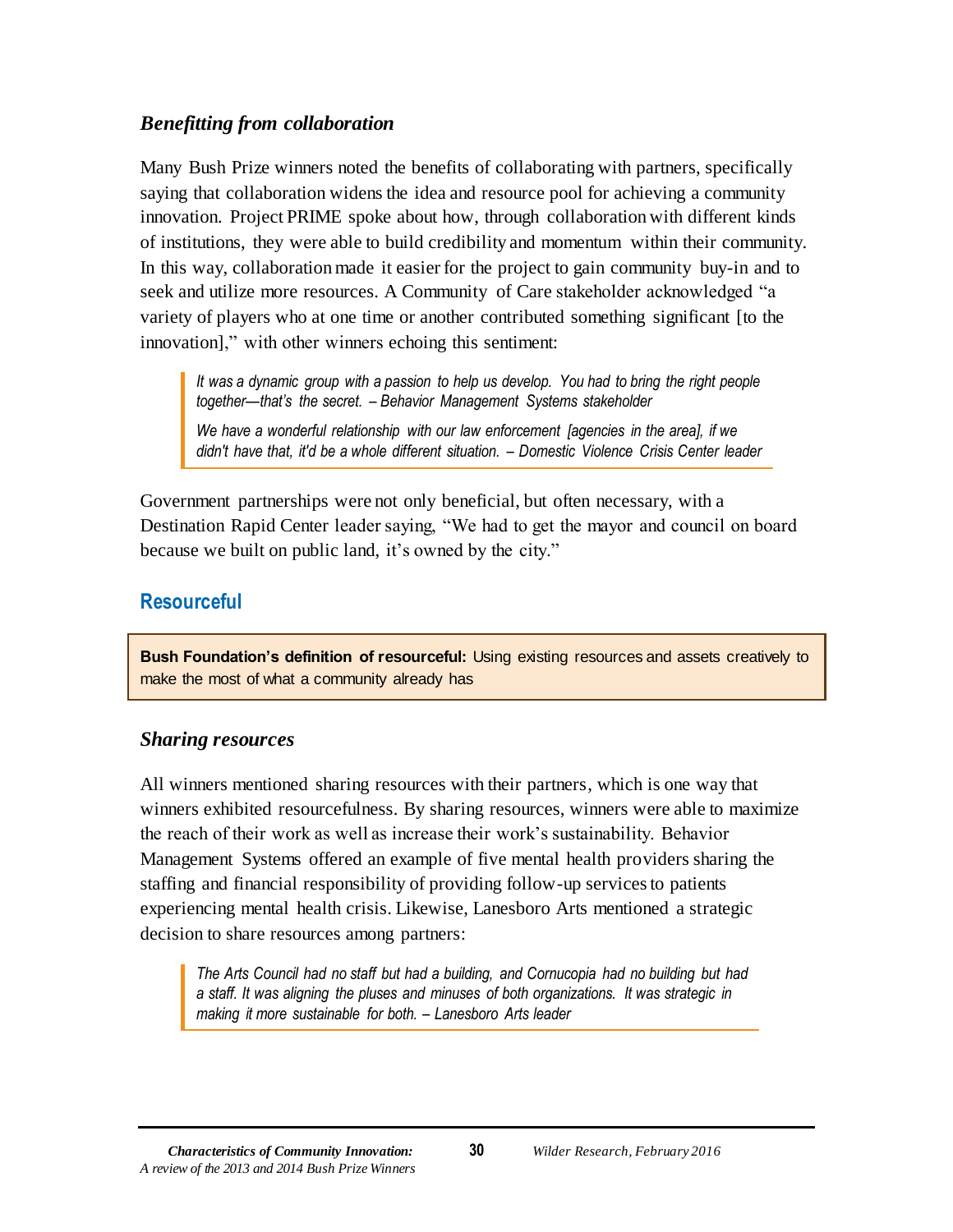### *Benefitting from collaboration*

Many Bush Prize winners noted the benefits of collaborating with partners, specifically saying that collaboration widens the idea and resource pool for achieving a community innovation. Project PRIME spoke about how, through collaboration with different kinds of institutions, they were able to build credibility and momentum within their community. In this way, collaboration made it easier for the project to gain community buy-in and to seek and utilize more resources. A Community of Care stakeholder acknowledged "a variety of players who at one time or another contributed something significant [to the innovation]," with other winners echoing this sentiment:

> *It was a dynamic group with a passion to help us develop. You had to bring the right people together—that's the secret. – Behavior Management Systems stakeholder*
>
> *We have a wonderful relationship with our law enforcement [agencies in the area], if we didn't have that, it'd be a whole different situation. – Domestic Violence Crisis Center leader*

Government partnerships were not only beneficial, but often necessary, with a Destination Rapid Center leader saying, "We had to get the mayor and council on board because we built on public land, it's owned by the city."

## Resourceful

> **Bush Foundation's definition of resourceful:** Using existing resources and assets creatively to make the most of what a community already has

### *Sharing resources*

All winners mentioned sharing resources with their partners, which is one way that winners exhibited resourcefulness. By sharing resources, winners were able to maximize the reach of their work as well as increase their work's sustainability. Behavior Management Systems offered an example of five mental health providers sharing the staffing and financial responsibility of providing follow-up services to patients experiencing mental health crisis. Likewise, Lanesboro Arts mentioned a strategic decision to share resources among partners:

> *The Arts Council had no staff but had a building, and Cornucopia had no building but had a staff. It was aligning the pluses and minuses of both organizations. It was strategic in making it more sustainable for both. – Lanesboro Arts leader*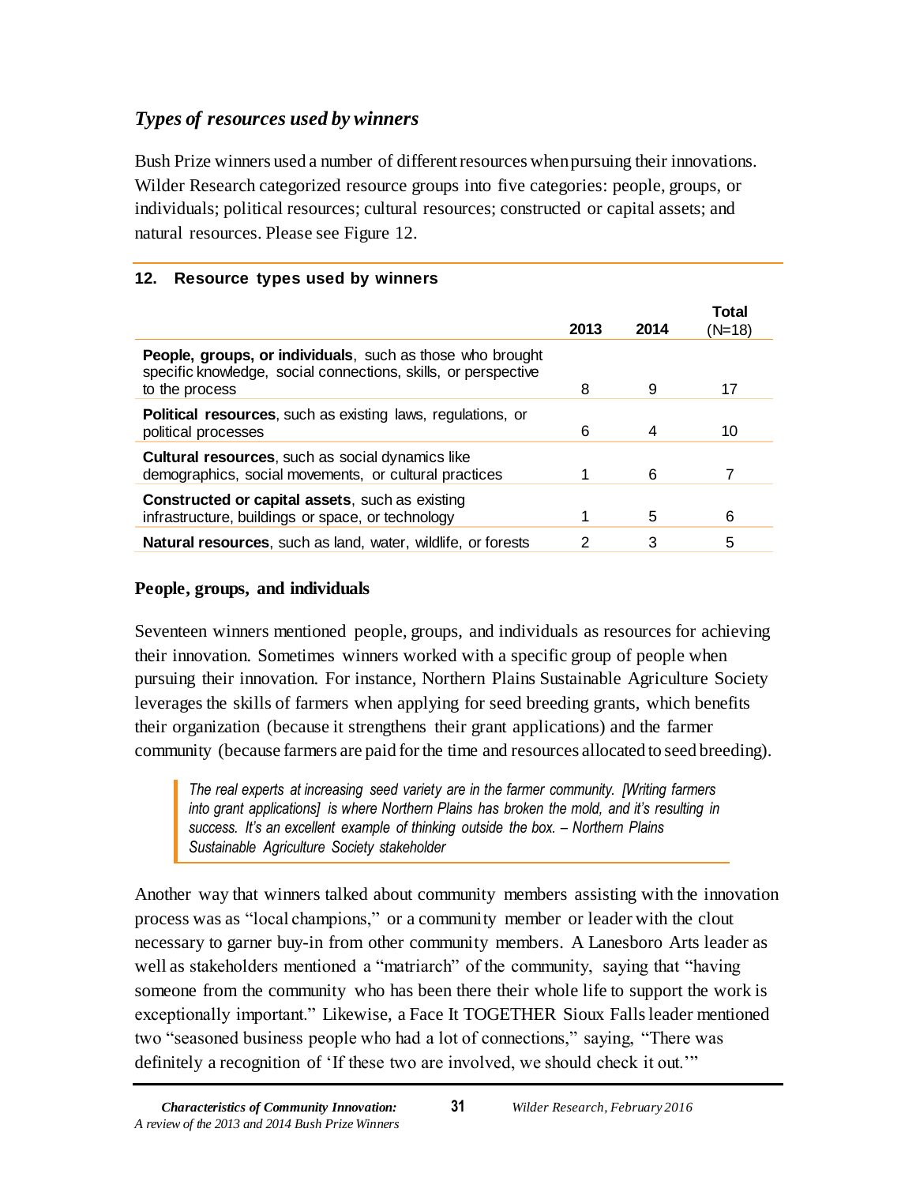## *Types of resources used by winners*

Bush Prize winners used a number of different resources when pursuing their innovations. Wilder Research categorized resource groups into five categories: people, groups, or individuals; political resources; cultural resources; constructed or capital assets; and natural resources. Please see Figure 12.

**12. Resource types used by winners**

| | 2013 | 2014 | Total (N=18) |
|---|---|---|---|
| **People, groups, or individuals**, such as those who brought specific knowledge, social connections, skills, or perspective to the process | 8 | 9 | 17 |
| **Political resources**, such as existing laws, regulations, or political processes | 6 | 4 | 10 |
| **Cultural resources**, such as social dynamics like demographics, social movements, or cultural practices | 1 | 6 | 7 |
| **Constructed or capital assets**, such as existing infrastructure, buildings or space, or technology | 1 | 5 | 6 |
| **Natural resources**, such as land, water, wildlife, or forests | 2 | 3 | 5 |

### People, groups, and individuals

Seventeen winners mentioned people, groups, and individuals as resources for achieving their innovation. Sometimes winners worked with a specific group of people when pursuing their innovation. For instance, Northern Plains Sustainable Agriculture Society leverages the skills of farmers when applying for seed breeding grants, which benefits their organization (because it strengthens their grant applications) and the farmer community (because farmers are paid for the time and resources allocated to seed breeding).

> *The real experts at increasing seed variety are in the farmer community. [Writing farmers into grant applications] is where Northern Plains has broken the mold, and it's resulting in success. It's an excellent example of thinking outside the box. – Northern Plains Sustainable Agriculture Society stakeholder*

Another way that winners talked about community members assisting with the innovation process was as "local champions," or a community member or leader with the clout necessary to garner buy-in from other community members. A Lanesboro Arts leader as well as stakeholders mentioned a "matriarch" of the community, saying that "having someone from the community who has been there their whole life to support the work is exceptionally important." Likewise, a Face It TOGETHER Sioux Falls leader mentioned two "seasoned business people who had a lot of connections," saying, "There was definitely a recognition of 'If these two are involved, we should check it out.'"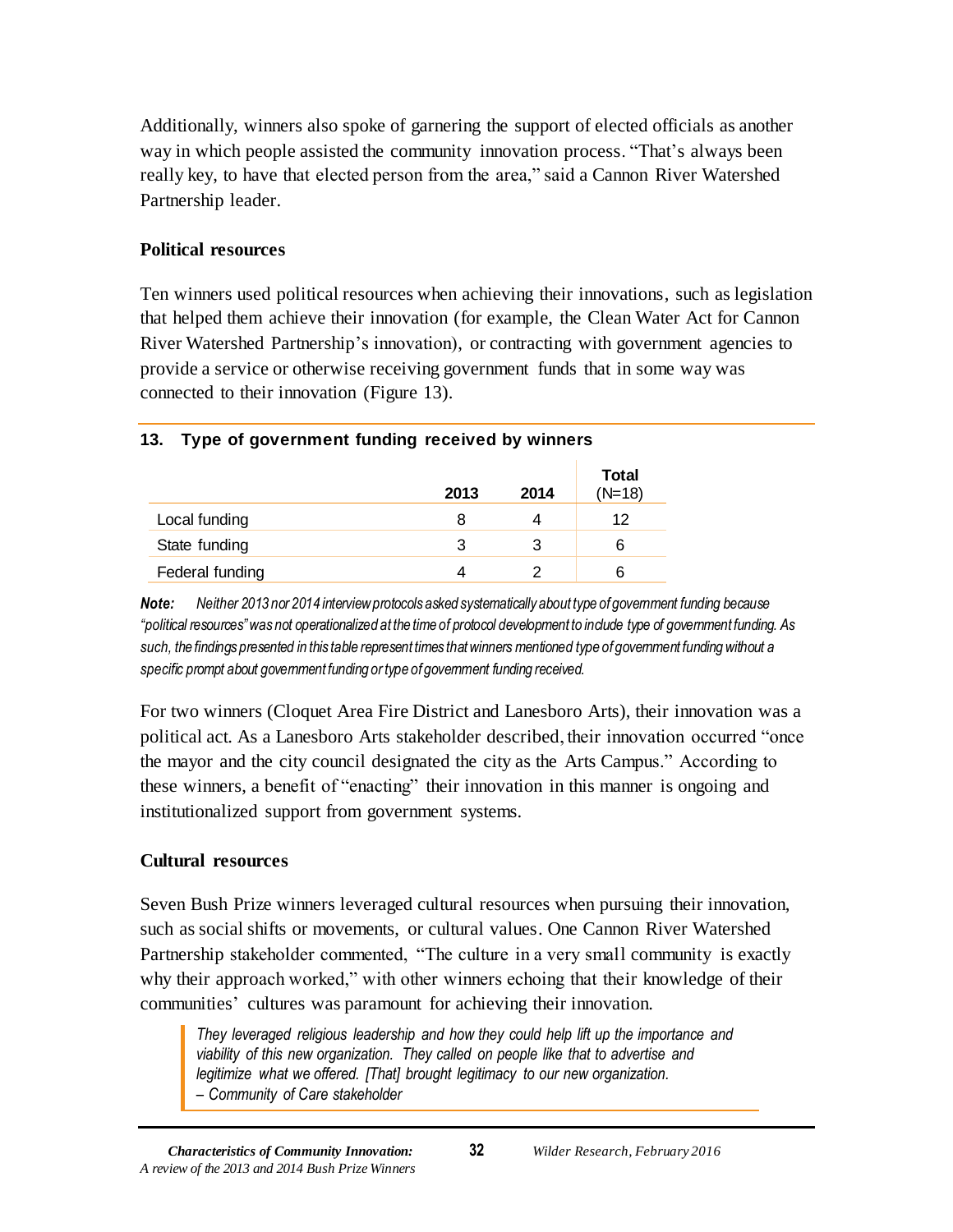Additionally, winners also spoke of garnering the support of elected officials as another way in which people assisted the community innovation process. "That's always been really key, to have that elected person from the area," said a Cannon River Watershed Partnership leader.

### Political resources

Ten winners used political resources when achieving their innovations, such as legislation that helped them achieve their innovation (for example, the Clean Water Act for Cannon River Watershed Partnership's innovation), or contracting with government agencies to provide a service or otherwise receiving government funds that in some way was connected to their innovation (Figure 13).

**13. Type of government funding received by winners**

| | 2013 | 2014 | Total (N=18) |
|---|---|---|---|
| Local funding | 8 | 4 | 12 |
| State funding | 3 | 3 | 6 |
| Federal funding | 4 | 2 | 6 |

***Note:*** *Neither 2013 nor 2014 interview protocols asked systematically about type of government funding because "political resources" was not operationalized at the time of protocol development to include type of government funding. As such, the findings presented in this table represent times that winners mentioned type of government funding without a specific prompt about government funding or type of government funding received.*

For two winners (Cloquet Area Fire District and Lanesboro Arts), their innovation was a political act. As a Lanesboro Arts stakeholder described, their innovation occurred "once the mayor and the city council designated the city as the Arts Campus." According to these winners, a benefit of "enacting" their innovation in this manner is ongoing and institutionalized support from government systems.

### Cultural resources

Seven Bush Prize winners leveraged cultural resources when pursuing their innovation, such as social shifts or movements, or cultural values. One Cannon River Watershed Partnership stakeholder commented, "The culture in a very small community is exactly why their approach worked," with other winners echoing that their knowledge of their communities' cultures was paramount for achieving their innovation.

> *They leveraged religious leadership and how they could help lift up the importance and viability of this new organization. They called on people like that to advertise and legitimize what we offered. [That] brought legitimacy to our new organization.*
> *– Community of Care stakeholder*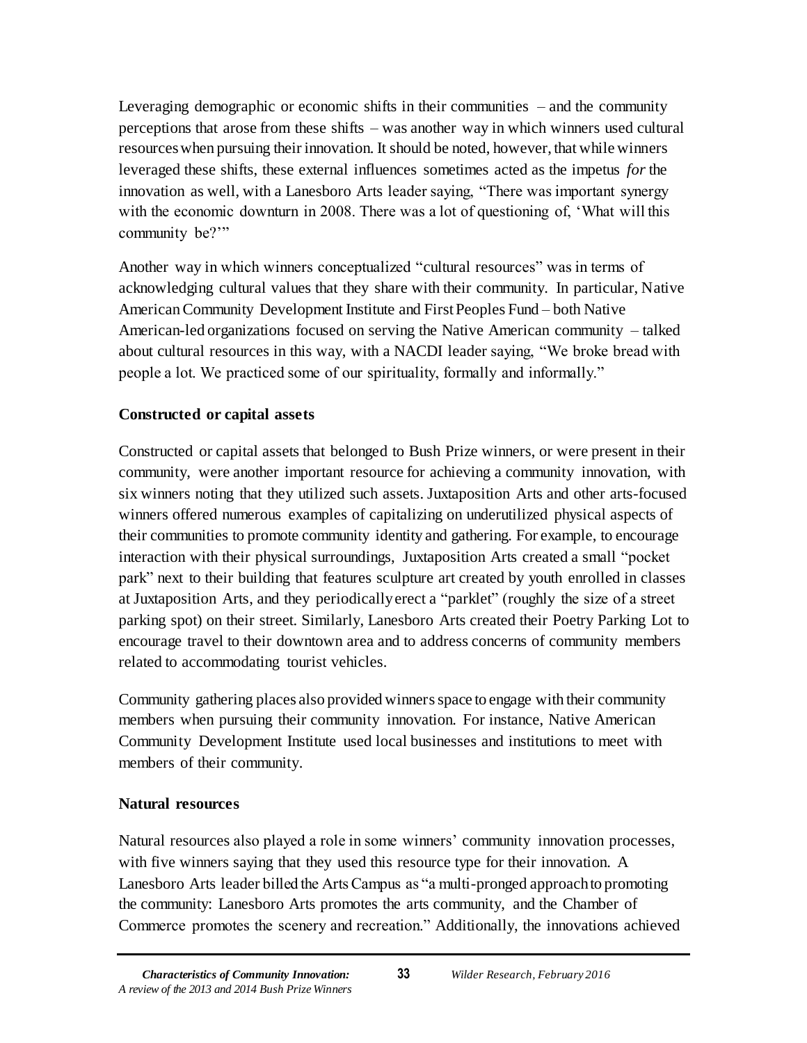Leveraging demographic or economic shifts in their communities – and the community perceptions that arose from these shifts – was another way in which winners used cultural resources when pursuing their innovation. It should be noted, however, that while winners leveraged these shifts, these external influences sometimes acted as the impetus *for* the innovation as well, with a Lanesboro Arts leader saying, "There was important synergy with the economic downturn in 2008. There was a lot of questioning of, 'What will this community be?'"

Another way in which winners conceptualized "cultural resources" was in terms of acknowledging cultural values that they share with their community. In particular, Native American Community Development Institute and First Peoples Fund – both Native American-led organizations focused on serving the Native American community – talked about cultural resources in this way, with a NACDI leader saying, "We broke bread with people a lot. We practiced some of our spirituality, formally and informally."

### Constructed or capital assets

Constructed or capital assets that belonged to Bush Prize winners, or were present in their community, were another important resource for achieving a community innovation, with six winners noting that they utilized such assets. Juxtaposition Arts and other arts-focused winners offered numerous examples of capitalizing on underutilized physical aspects of their communities to promote community identity and gathering. For example, to encourage interaction with their physical surroundings, Juxtaposition Arts created a small "pocket park" next to their building that features sculpture art created by youth enrolled in classes at Juxtaposition Arts, and they periodically erect a "parklet" (roughly the size of a street parking spot) on their street. Similarly, Lanesboro Arts created their Poetry Parking Lot to encourage travel to their downtown area and to address concerns of community members related to accommodating tourist vehicles.

Community gathering places also provided winners space to engage with their community members when pursuing their community innovation. For instance, Native American Community Development Institute used local businesses and institutions to meet with members of their community.

### Natural resources

Natural resources also played a role in some winners' community innovation processes, with five winners saying that they used this resource type for their innovation. A Lanesboro Arts leader billed the Arts Campus as "a multi-pronged approach to promoting the community: Lanesboro Arts promotes the arts community, and the Chamber of Commerce promotes the scenery and recreation." Additionally, the innovations achieved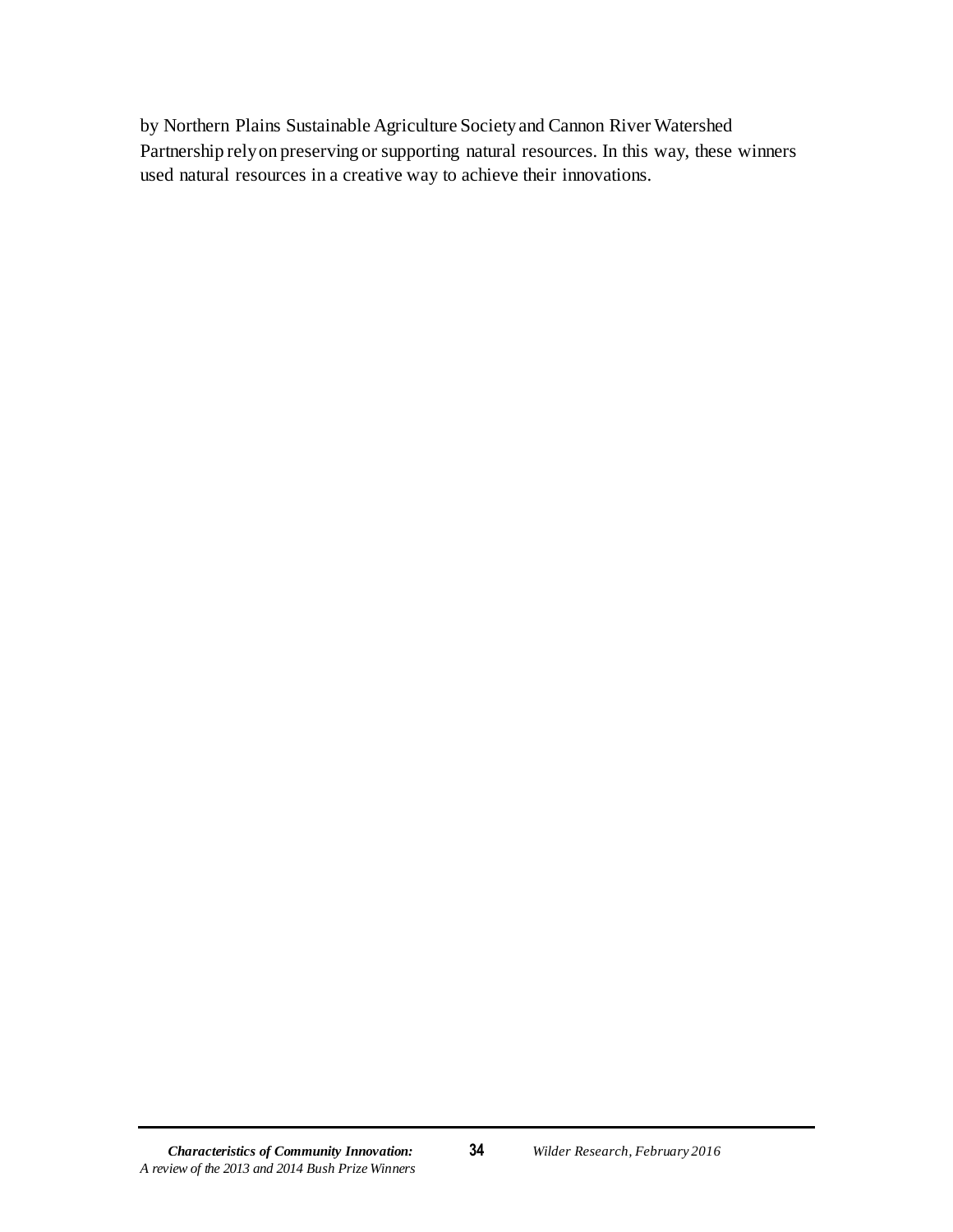by Northern Plains Sustainable Agriculture Society and Cannon River Watershed Partnership rely on preserving or supporting natural resources. In this way, these winners used natural resources in a creative way to achieve their innovations.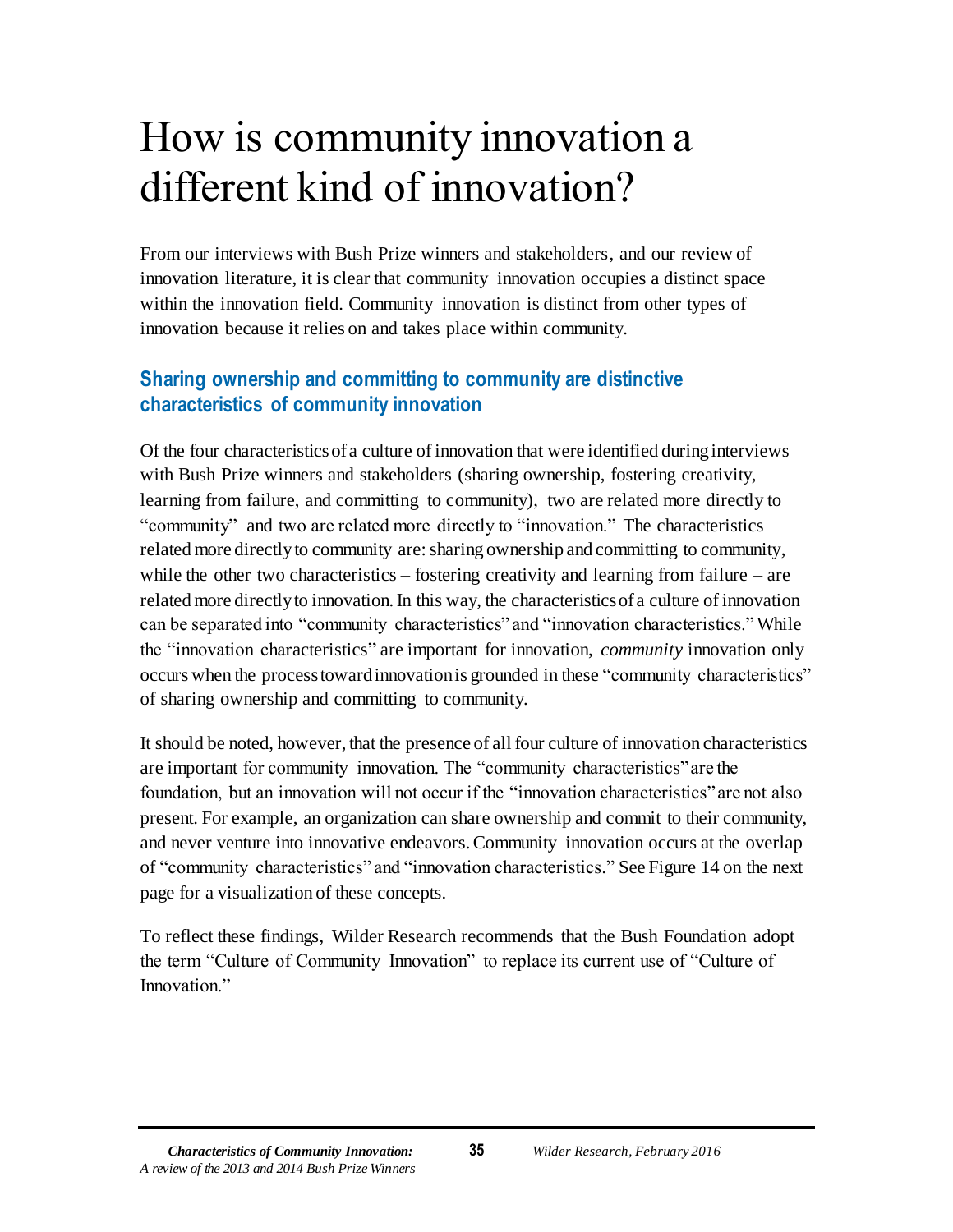# How is community innovation a different kind of innovation?

From our interviews with Bush Prize winners and stakeholders, and our review of innovation literature, it is clear that community innovation occupies a distinct space within the innovation field. Community innovation is distinct from other types of innovation because it relies on and takes place within community.

## Sharing ownership and committing to community are distinctive characteristics of community innovation

Of the four characteristics of a culture of innovation that were identified during interviews with Bush Prize winners and stakeholders (sharing ownership, fostering creativity, learning from failure, and committing to community), two are related more directly to "community" and two are related more directly to "innovation." The characteristics related more directly to community are: sharing ownership and committing to community, while the other two characteristics – fostering creativity and learning from failure – are related more directly to innovation. In this way, the characteristics of a culture of innovation can be separated into "community characteristics" and "innovation characteristics." While the "innovation characteristics" are important for innovation, *community* innovation only occurs when the process toward innovation is grounded in these "community characteristics" of sharing ownership and committing to community.

It should be noted, however, that the presence of all four culture of innovation characteristics are important for community innovation. The "community characteristics" are the foundation, but an innovation will not occur if the "innovation characteristics" are not also present. For example, an organization can share ownership and commit to their community, and never venture into innovative endeavors. Community innovation occurs at the overlap of "community characteristics" and "innovation characteristics." See Figure 14 on the next page for a visualization of these concepts.

To reflect these findings, Wilder Research recommends that the Bush Foundation adopt the term "Culture of Community Innovation" to replace its current use of "Culture of Innovation."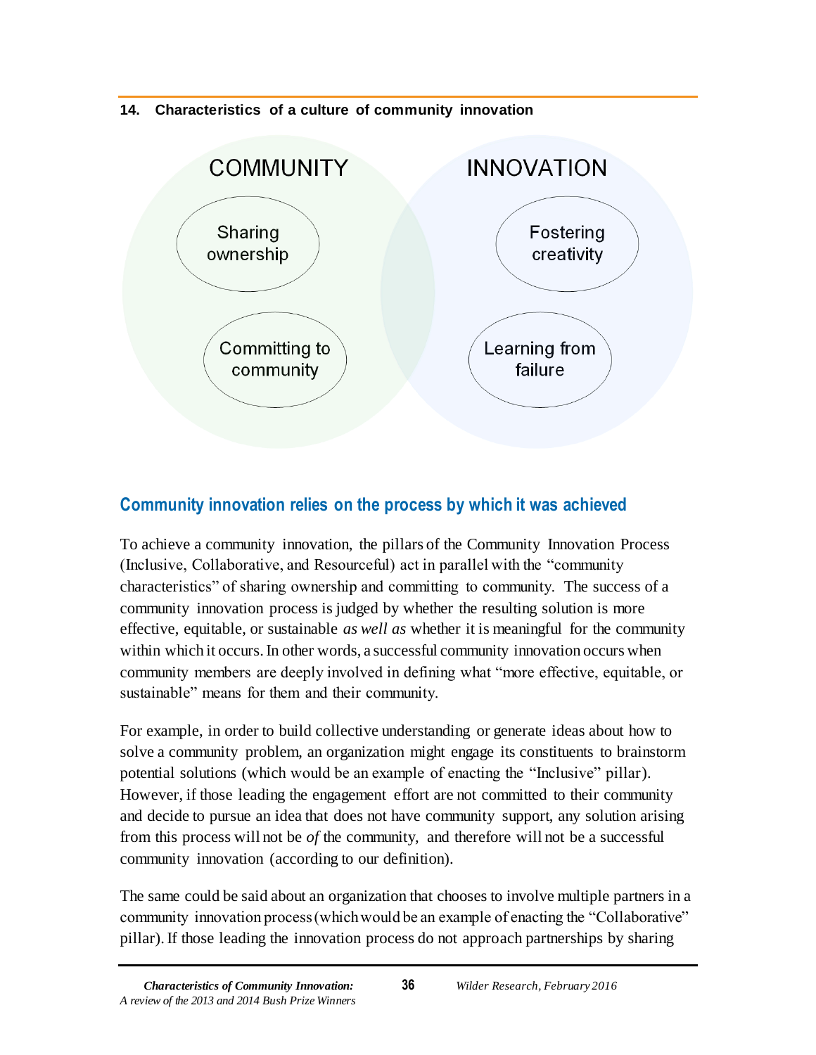**14. Characteristics of a culture of community innovation**

COMMUNITY

Sharing ownership

Committing to community

INNOVATION

Fostering creativity

Learning from failure

## Community innovation relies on the process by which it was achieved

To achieve a community innovation, the pillars of the Community Innovation Process (Inclusive, Collaborative, and Resourceful) act in parallel with the "community characteristics" of sharing ownership and committing to community. The success of a community innovation process is judged by whether the resulting solution is more effective, equitable, or sustainable *as well as* whether it is meaningful for the community within which it occurs. In other words, a successful community innovation occurs when community members are deeply involved in defining what "more effective, equitable, or sustainable" means for them and their community.

For example, in order to build collective understanding or generate ideas about how to solve a community problem, an organization might engage its constituents to brainstorm potential solutions (which would be an example of enacting the "Inclusive" pillar). However, if those leading the engagement effort are not committed to their community and decide to pursue an idea that does not have community support, any solution arising from this process will not be *of* the community, and therefore will not be a successful community innovation (according to our definition).

The same could be said about an organization that chooses to involve multiple partners in a community innovation process (which would be an example of enacting the "Collaborative" pillar). If those leading the innovation process do not approach partnerships by sharing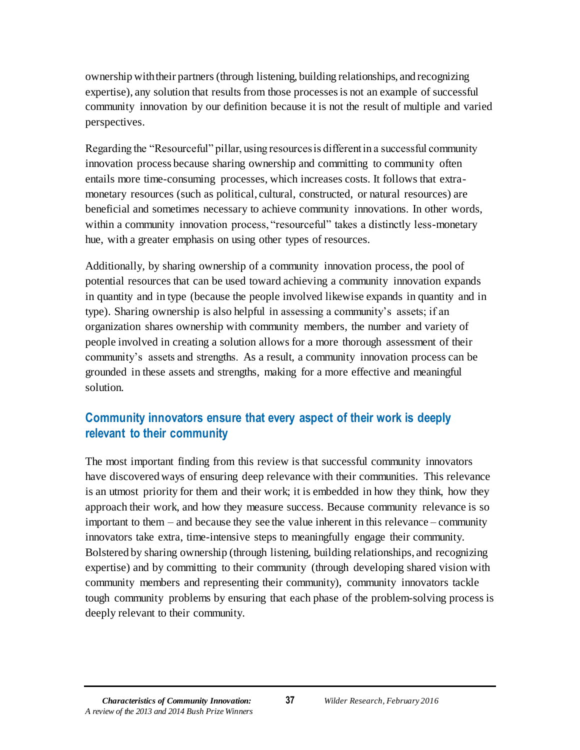ownership with their partners (through listening, building relationships, and recognizing expertise), any solution that results from those processes is not an example of successful community innovation by our definition because it is not the result of multiple and varied perspectives.

Regarding the "Resourceful" pillar, using resources is different in a successful community innovation process because sharing ownership and committing to community often entails more time-consuming processes, which increases costs. It follows that extra-monetary resources (such as political, cultural, constructed, or natural resources) are beneficial and sometimes necessary to achieve community innovations. In other words, within a community innovation process, "resourceful" takes a distinctly less-monetary hue, with a greater emphasis on using other types of resources.

Additionally, by sharing ownership of a community innovation process, the pool of potential resources that can be used toward achieving a community innovation expands in quantity and in type (because the people involved likewise expands in quantity and in type). Sharing ownership is also helpful in assessing a community's assets; if an organization shares ownership with community members, the number and variety of people involved in creating a solution allows for a more thorough assessment of their community's assets and strengths. As a result, a community innovation process can be grounded in these assets and strengths, making for a more effective and meaningful solution.

## Community innovators ensure that every aspect of their work is deeply relevant to their community

The most important finding from this review is that successful community innovators have discovered ways of ensuring deep relevance with their communities. This relevance is an utmost priority for them and their work; it is embedded in how they think, how they approach their work, and how they measure success. Because community relevance is so important to them – and because they see the value inherent in this relevance – community innovators take extra, time-intensive steps to meaningfully engage their community. Bolstered by sharing ownership (through listening, building relationships, and recognizing expertise) and by committing to their community (through developing shared vision with community members and representing their community), community innovators tackle tough community problems by ensuring that each phase of the problem-solving process is deeply relevant to their community.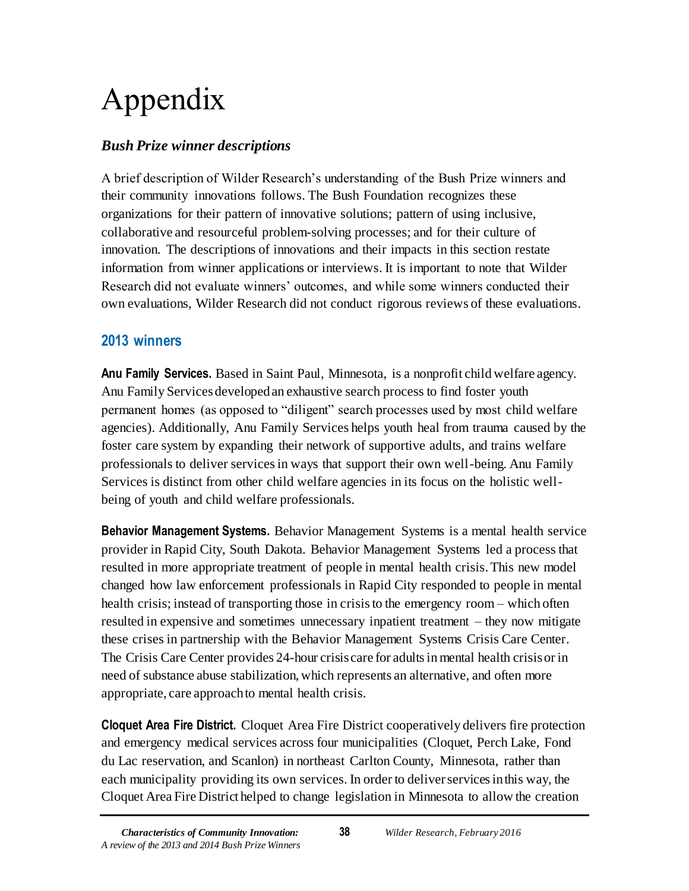# Appendix

### *Bush Prize winner descriptions*

A brief description of Wilder Research's understanding of the Bush Prize winners and their community innovations follows. The Bush Foundation recognizes these organizations for their pattern of innovative solutions; pattern of using inclusive, collaborative and resourceful problem-solving processes; and for their culture of innovation. The descriptions of innovations and their impacts in this section restate information from winner applications or interviews. It is important to note that Wilder Research did not evaluate winners' outcomes, and while some winners conducted their own evaluations, Wilder Research did not conduct rigorous reviews of these evaluations.

## 2013 winners

**Anu Family Services.** Based in Saint Paul, Minnesota, is a nonprofit child welfare agency. Anu Family Services developed an exhaustive search process to find foster youth permanent homes (as opposed to "diligent" search processes used by most child welfare agencies). Additionally, Anu Family Services helps youth heal from trauma caused by the foster care system by expanding their network of supportive adults, and trains welfare professionals to deliver services in ways that support their own well-being. Anu Family Services is distinct from other child welfare agencies in its focus on the holistic well-being of youth and child welfare professionals.

**Behavior Management Systems.** Behavior Management Systems is a mental health service provider in Rapid City, South Dakota. Behavior Management Systems led a process that resulted in more appropriate treatment of people in mental health crisis. This new model changed how law enforcement professionals in Rapid City responded to people in mental health crisis; instead of transporting those in crisis to the emergency room – which often resulted in expensive and sometimes unnecessary inpatient treatment – they now mitigate these crises in partnership with the Behavior Management Systems Crisis Care Center. The Crisis Care Center provides 24-hour crisis care for adults in mental health crisis or in need of substance abuse stabilization, which represents an alternative, and often more appropriate, care approach to mental health crisis.

**Cloquet Area Fire District.** Cloquet Area Fire District cooperatively delivers fire protection and emergency medical services across four municipalities (Cloquet, Perch Lake, Fond du Lac reservation, and Scanlon) in northeast Carlton County, Minnesota, rather than each municipality providing its own services. In order to deliver services in this way, the Cloquet Area Fire District helped to change legislation in Minnesota to allow the creation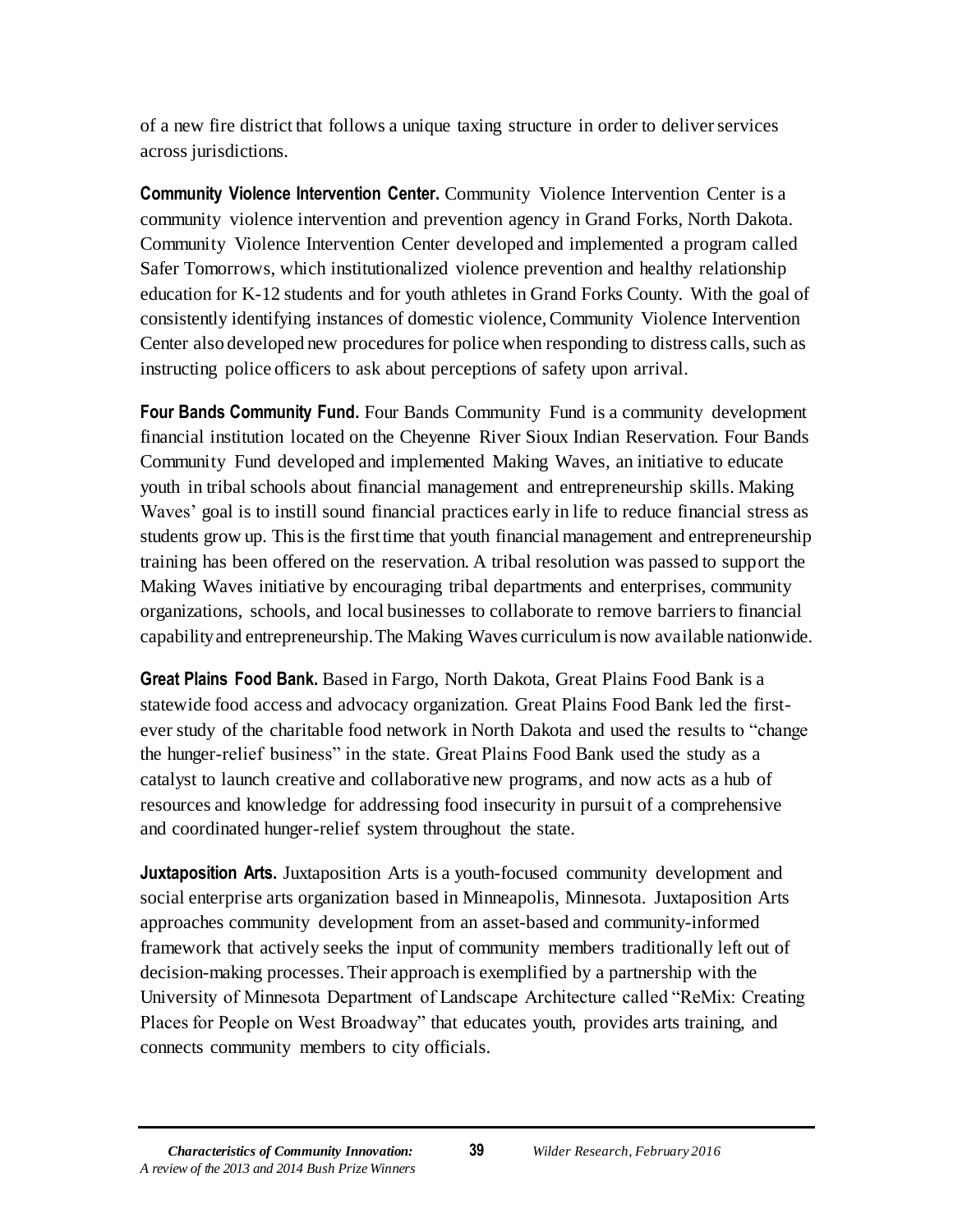of a new fire district that follows a unique taxing structure in order to deliver services across jurisdictions.

**Community Violence Intervention Center.** Community Violence Intervention Center is a community violence intervention and prevention agency in Grand Forks, North Dakota. Community Violence Intervention Center developed and implemented a program called Safer Tomorrows, which institutionalized violence prevention and healthy relationship education for K-12 students and for youth athletes in Grand Forks County. With the goal of consistently identifying instances of domestic violence, Community Violence Intervention Center also developed new procedures for police when responding to distress calls, such as instructing police officers to ask about perceptions of safety upon arrival.

**Four Bands Community Fund.** Four Bands Community Fund is a community development financial institution located on the Cheyenne River Sioux Indian Reservation. Four Bands Community Fund developed and implemented Making Waves, an initiative to educate youth in tribal schools about financial management and entrepreneurship skills. Making Waves' goal is to instill sound financial practices early in life to reduce financial stress as students grow up. This is the first time that youth financial management and entrepreneurship training has been offered on the reservation. A tribal resolution was passed to support the Making Waves initiative by encouraging tribal departments and enterprises, community organizations, schools, and local businesses to collaborate to remove barriers to financial capability and entrepreneurship. The Making Waves curriculum is now available nationwide.

**Great Plains Food Bank.** Based in Fargo, North Dakota, Great Plains Food Bank is a statewide food access and advocacy organization. Great Plains Food Bank led the first-ever study of the charitable food network in North Dakota and used the results to "change the hunger-relief business" in the state. Great Plains Food Bank used the study as a catalyst to launch creative and collaborative new programs, and now acts as a hub of resources and knowledge for addressing food insecurity in pursuit of a comprehensive and coordinated hunger-relief system throughout the state.

**Juxtaposition Arts.** Juxtaposition Arts is a youth-focused community development and social enterprise arts organization based in Minneapolis, Minnesota. Juxtaposition Arts approaches community development from an asset-based and community-informed framework that actively seeks the input of community members traditionally left out of decision-making processes. Their approach is exemplified by a partnership with the University of Minnesota Department of Landscape Architecture called "ReMix: Creating Places for People on West Broadway" that educates youth, provides arts training, and connects community members to city officials.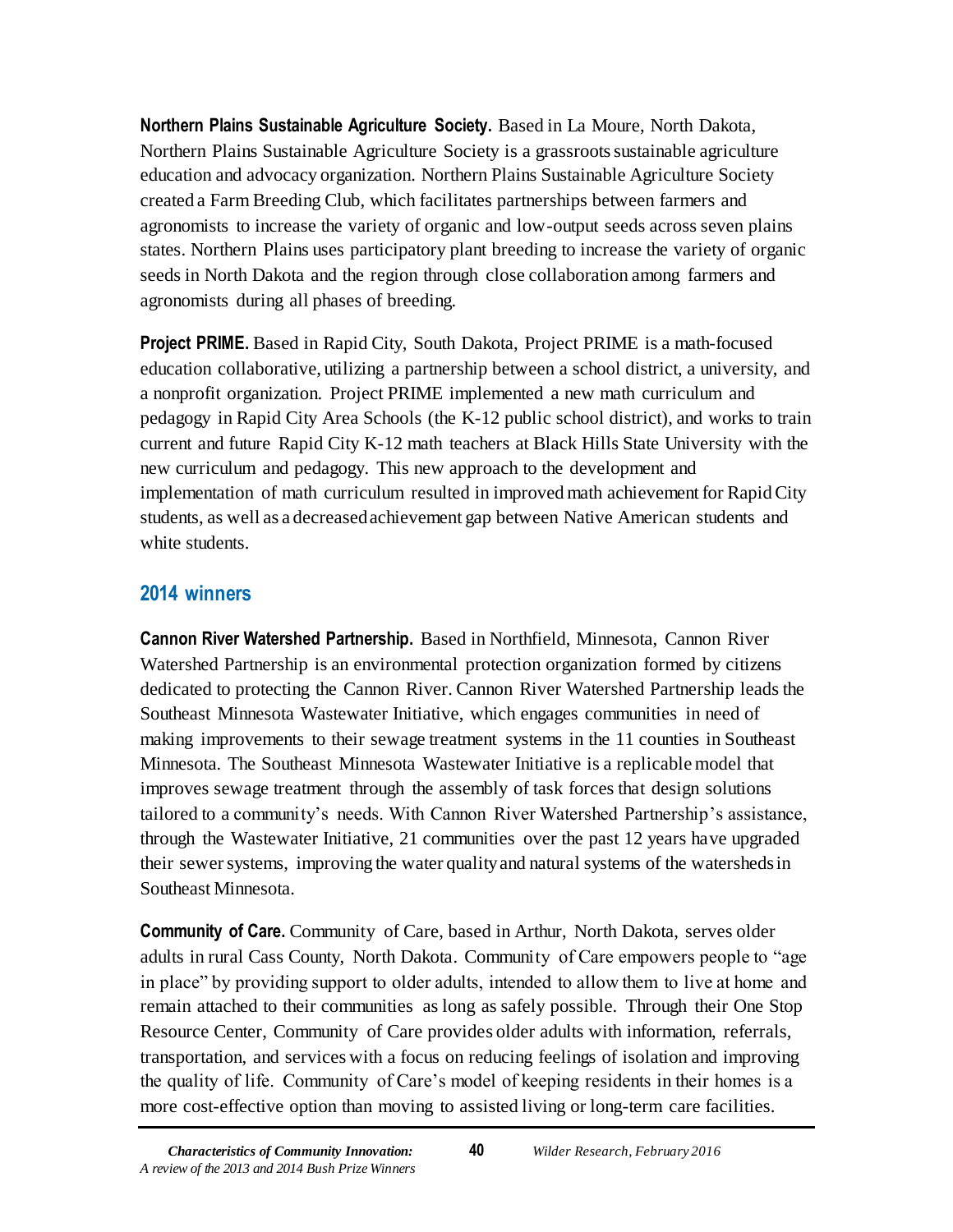**Northern Plains Sustainable Agriculture Society.** Based in La Moure, North Dakota, Northern Plains Sustainable Agriculture Society is a grassroots sustainable agriculture education and advocacy organization. Northern Plains Sustainable Agriculture Society created a Farm Breeding Club, which facilitates partnerships between farmers and agronomists to increase the variety of organic and low-output seeds across seven plains states. Northern Plains uses participatory plant breeding to increase the variety of organic seeds in North Dakota and the region through close collaboration among farmers and agronomists during all phases of breeding.

**Project PRIME.** Based in Rapid City, South Dakota, Project PRIME is a math-focused education collaborative, utilizing a partnership between a school district, a university, and a nonprofit organization. Project PRIME implemented a new math curriculum and pedagogy in Rapid City Area Schools (the K-12 public school district), and works to train current and future Rapid City K-12 math teachers at Black Hills State University with the new curriculum and pedagogy. This new approach to the development and implementation of math curriculum resulted in improved math achievement for Rapid City students, as well as a decreased achievement gap between Native American students and white students.

## 2014 winners

**Cannon River Watershed Partnership.** Based in Northfield, Minnesota, Cannon River Watershed Partnership is an environmental protection organization formed by citizens dedicated to protecting the Cannon River. Cannon River Watershed Partnership leads the Southeast Minnesota Wastewater Initiative, which engages communities in need of making improvements to their sewage treatment systems in the 11 counties in Southeast Minnesota. The Southeast Minnesota Wastewater Initiative is a replicable model that improves sewage treatment through the assembly of task forces that design solutions tailored to a community's needs. With Cannon River Watershed Partnership's assistance, through the Wastewater Initiative, 21 communities over the past 12 years have upgraded their sewer systems, improving the water quality and natural systems of the watersheds in Southeast Minnesota.

**Community of Care.** Community of Care, based in Arthur, North Dakota, serves older adults in rural Cass County, North Dakota. Community of Care empowers people to "age in place" by providing support to older adults, intended to allow them to live at home and remain attached to their communities as long as safely possible. Through their One Stop Resource Center, Community of Care provides older adults with information, referrals, transportation, and services with a focus on reducing feelings of isolation and improving the quality of life. Community of Care's model of keeping residents in their homes is a more cost-effective option than moving to assisted living or long-term care facilities.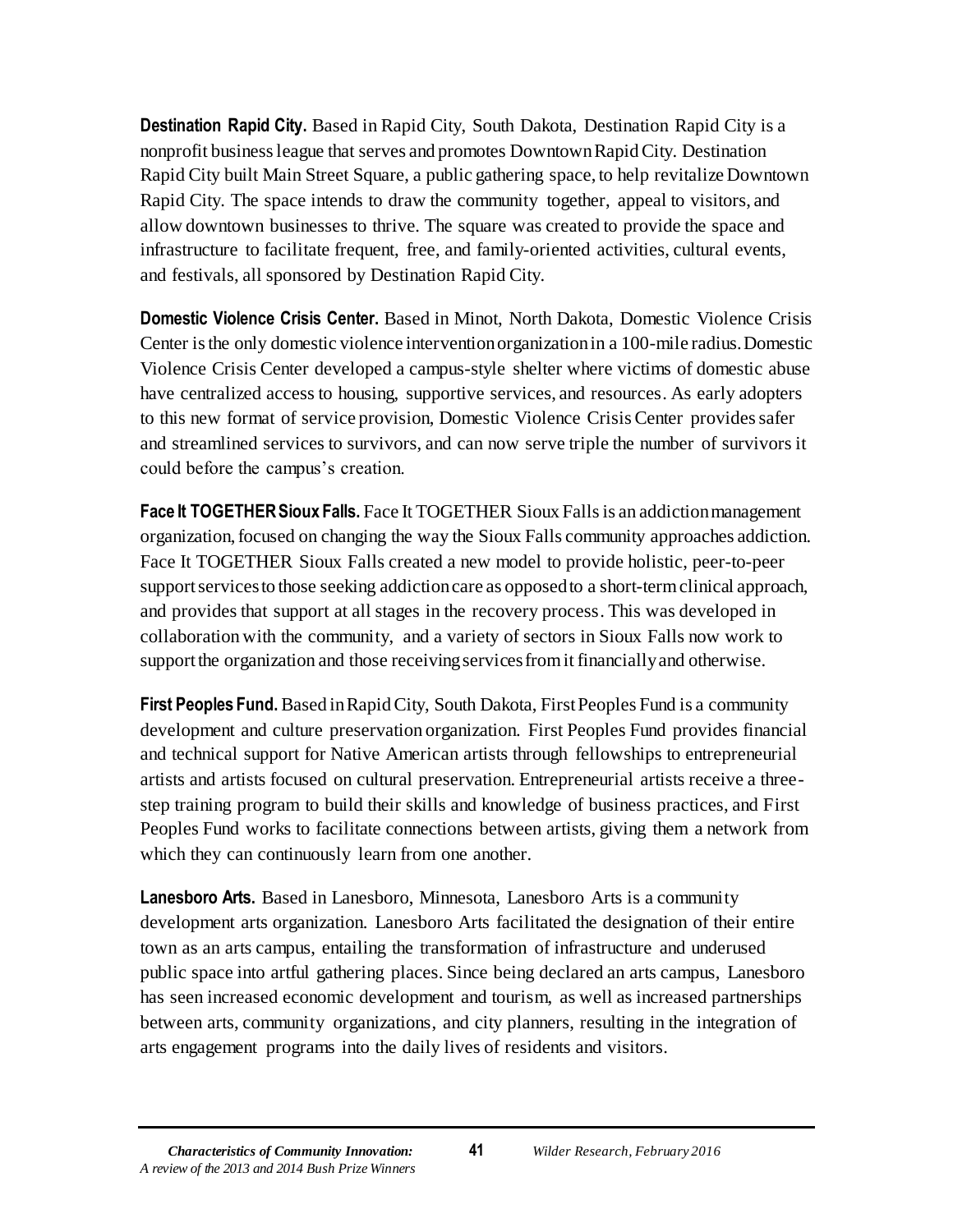**Destination Rapid City.** Based in Rapid City, South Dakota, Destination Rapid City is a nonprofit business league that serves and promotes Downtown Rapid City. Destination Rapid City built Main Street Square, a public gathering space, to help revitalize Downtown Rapid City. The space intends to draw the community together, appeal to visitors, and allow downtown businesses to thrive. The square was created to provide the space and infrastructure to facilitate frequent, free, and family-oriented activities, cultural events, and festivals, all sponsored by Destination Rapid City.

**Domestic Violence Crisis Center.** Based in Minot, North Dakota, Domestic Violence Crisis Center is the only domestic violence intervention organization in a 100-mile radius. Domestic Violence Crisis Center developed a campus-style shelter where victims of domestic abuse have centralized access to housing, supportive services, and resources. As early adopters to this new format of service provision, Domestic Violence Crisis Center provides safer and streamlined services to survivors, and can now serve triple the number of survivors it could before the campus's creation.

**Face It TOGETHER Sioux Falls.** Face It TOGETHER Sioux Falls is an addiction management organization, focused on changing the way the Sioux Falls community approaches addiction. Face It TOGETHER Sioux Falls created a new model to provide holistic, peer-to-peer support services to those seeking addiction care as opposed to a short-term clinical approach, and provides that support at all stages in the recovery process. This was developed in collaboration with the community, and a variety of sectors in Sioux Falls now work to support the organization and those receiving services from it financially and otherwise.

**First Peoples Fund.** Based in Rapid City, South Dakota, First Peoples Fund is a community development and culture preservation organization. First Peoples Fund provides financial and technical support for Native American artists through fellowships to entrepreneurial artists and artists focused on cultural preservation. Entrepreneurial artists receive a three-step training program to build their skills and knowledge of business practices, and First Peoples Fund works to facilitate connections between artists, giving them a network from which they can continuously learn from one another.

**Lanesboro Arts.** Based in Lanesboro, Minnesota, Lanesboro Arts is a community development arts organization. Lanesboro Arts facilitated the designation of their entire town as an arts campus, entailing the transformation of infrastructure and underused public space into artful gathering places. Since being declared an arts campus, Lanesboro has seen increased economic development and tourism, as well as increased partnerships between arts, community organizations, and city planners, resulting in the integration of arts engagement programs into the daily lives of residents and visitors.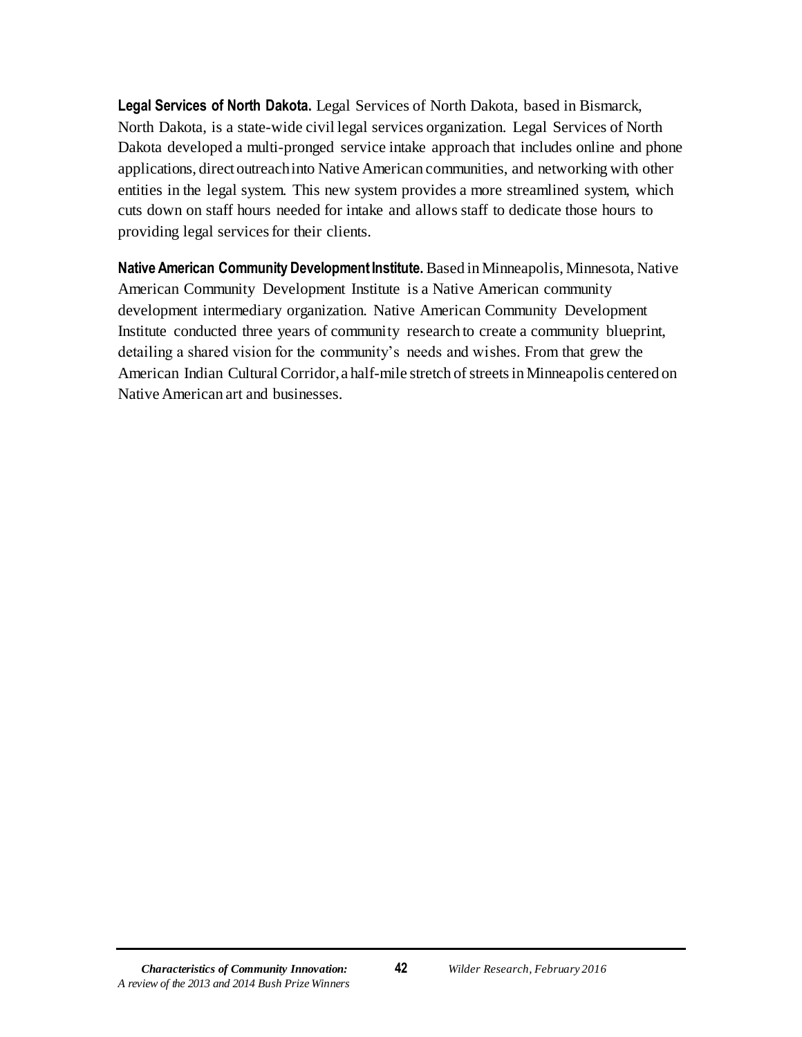**Legal Services of North Dakota.** Legal Services of North Dakota, based in Bismarck, North Dakota, is a state-wide civil legal services organization. Legal Services of North Dakota developed a multi-pronged service intake approach that includes online and phone applications, direct outreach into Native American communities, and networking with other entities in the legal system. This new system provides a more streamlined system, which cuts down on staff hours needed for intake and allows staff to dedicate those hours to providing legal services for their clients.

**Native American Community Development Institute.** Based in Minneapolis, Minnesota, Native American Community Development Institute is a Native American community development intermediary organization. Native American Community Development Institute conducted three years of community research to create a community blueprint, detailing a shared vision for the community's needs and wishes. From that grew the American Indian Cultural Corridor, a half-mile stretch of streets in Minneapolis centered on Native American art and businesses.